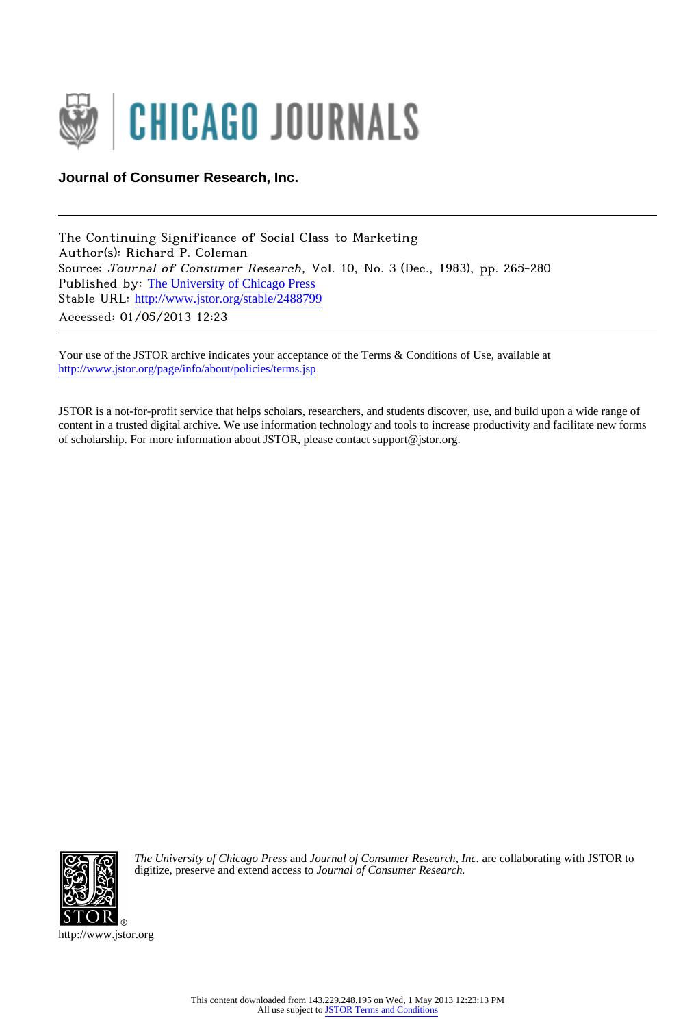CHICAGO JOURNALS

**Journal of Consumer Research, Inc.**

---

The Continuing Significance of Social Class to Marketing
Author(s): Richard P. Coleman
Source: *Journal of Consumer Research*, Vol. 10, No. 3 (Dec., 1983), pp. 265-280
Published by: The University of Chicago Press
Stable URL: http://www.jstor.org/stable/2488799
Accessed: 01/05/2013 12:23

---

Your use of the JSTOR archive indicates your acceptance of the Terms & Conditions of Use, available at
http://www.jstor.org/page/info/about/policies/terms.jsp

JSTOR is a not-for-profit service that helps scholars, researchers, and students discover, use, and build upon a wide range of content in a trusted digital archive. We use information technology and tools to increase productivity and facilitate new forms of scholarship. For more information about JSTOR, please contact support@jstor.org.

*The University of Chicago Press* and *Journal of Consumer Research, Inc.* are collaborating with JSTOR to digitize, preserve and extend access to *Journal of Consumer Research.*

http://www.jstor.org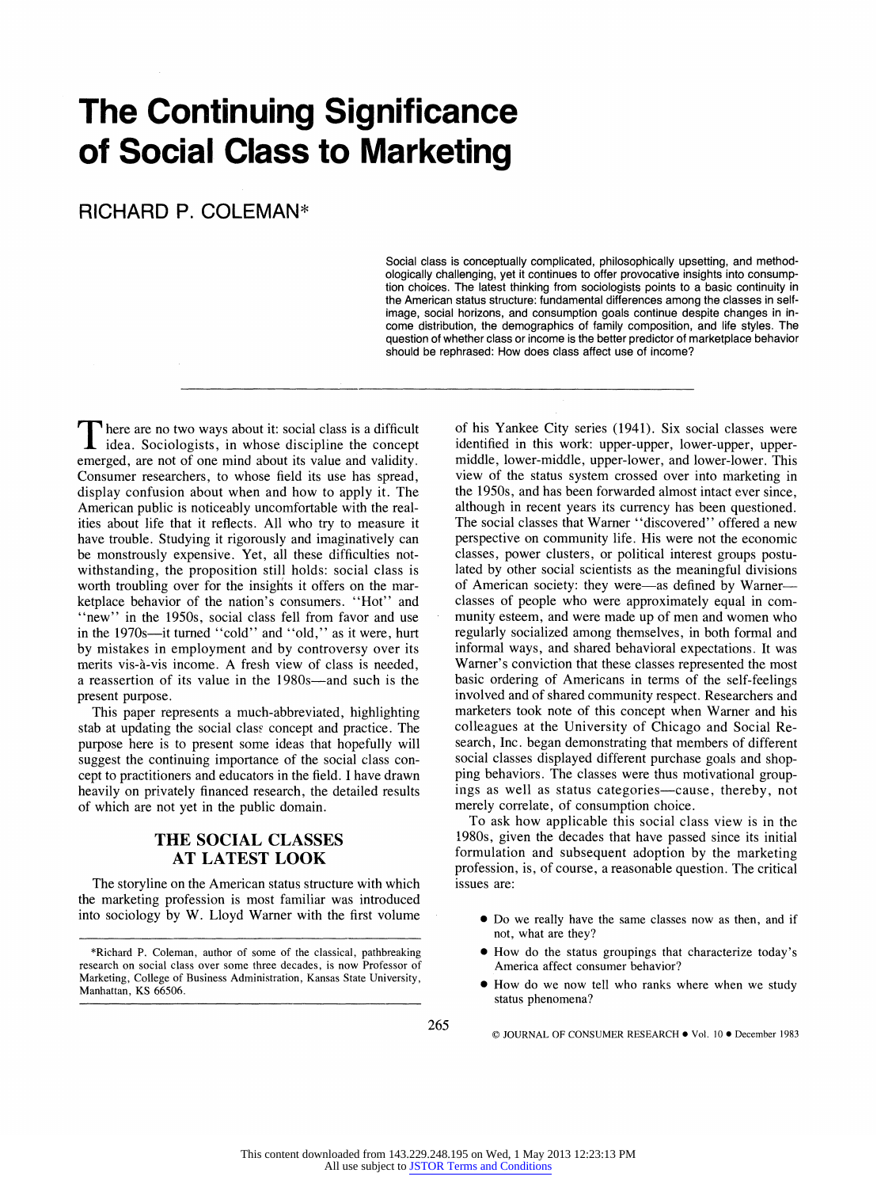# The Continuing Significance of Social Class to Marketing

## RICHARD P. COLEMAN*

Social class is conceptually complicated, philosophically upsetting, and methodologically challenging, yet it continues to offer provocative insights into consumption choices. The latest thinking from sociologists points to a basic continuity in the American status structure: fundamental differences among the classes in self-image, social horizons, and consumption goals continue despite changes in income distribution, the demographics of family composition, and life styles. The question of whether class or income is the better predictor of marketplace behavior should be rephrased: How does class affect use of income?

---

There are no two ways about it: social class is a difficult idea. Sociologists, in whose discipline the concept emerged, are not of one mind about its value and validity. Consumer researchers, to whose field its use has spread, display confusion about when and how to apply it. The American public is noticeably uncomfortable with the realities about life that it reflects. All who try to measure it have trouble. Studying it rigorously and imaginatively can be monstrously expensive. Yet, all these difficulties notwithstanding, the proposition still holds: social class is worth troubling over for the insights it offers on the marketplace behavior of the nation's consumers. "Hot" and "new" in the 1950s, social class fell from favor and use in the 1970s—it turned "cold" and "old," as it were, hurt by mistakes in employment and by controversy over its merits vis-à-vis income. A fresh view of class is needed, a reassertion of its value in the 1980s—and such is the present purpose.

This paper represents a much-abbreviated, highlighting stab at updating the social class concept and practice. The purpose here is to present some ideas that hopefully will suggest the continuing importance of the social class concept to practitioners and educators in the field. I have drawn heavily on privately financed research, the detailed results of which are not yet in the public domain.

### THE SOCIAL CLASSES AT LATEST LOOK

The storyline on the American status structure with which the marketing profession is most familiar was introduced into sociology by W. Lloyd Warner with the first volume of his Yankee City series (1941). Six social classes were identified in this work: upper-upper, lower-upper, upper-middle, lower-middle, upper-lower, and lower-lower. This view of the status system crossed over into marketing in the 1950s, and has been forwarded almost intact ever since, although in recent years its currency has been questioned. The social classes that Warner "discovered" offered a new perspective on community life. His were not the economic classes, power clusters, or political interest groups postulated by other social scientists as the meaningful divisions of American society: they were—as defined by Warner—classes of people who were approximately equal in community esteem, and were made up of men and women who regularly socialized among themselves, in both formal and informal ways, and shared behavioral expectations. It was Warner's conviction that these classes represented the most basic ordering of Americans in terms of the self-feelings involved and of shared community respect. Researchers and marketers took note of this concept when Warner and his colleagues at the University of Chicago and Social Research, Inc. began demonstrating that members of different social classes displayed different purchase goals and shopping behaviors. The classes were thus motivational groupings as well as status categories—cause, thereby, not merely correlate, of consumption choice.

To ask how applicable this social class view is in the 1980s, given the decades that have passed since its initial formulation and subsequent adoption by the marketing profession, is, of course, a reasonable question. The critical issues are:

- Do we really have the same classes now as then, and if not, what are they?
- How do the status groupings that characterize today's America affect consumer behavior?
- How do we now tell who ranks where when we study status phenomena?

*Richard P. Coleman, author of some of the classical, pathbreaking research on social class over some three decades, is now Professor of Marketing, College of Business Administration, Kansas State University, Manhattan, KS 66506.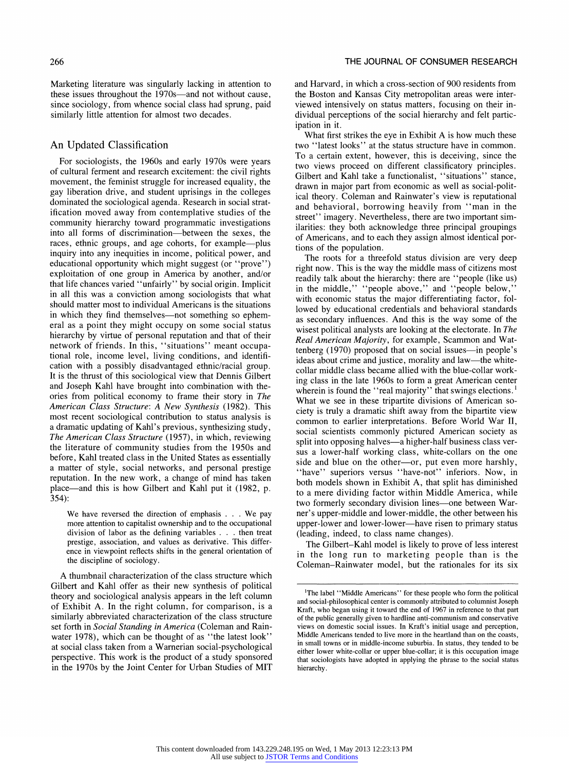Marketing literature was singularly lacking in attention to these issues throughout the 1970s—and not without cause, since sociology, from whence social class had sprung, paid similarly little attention for almost two decades.

## An Updated Classification

For sociologists, the 1960s and early 1970s were years of cultural ferment and research excitement: the civil rights movement, the feminist struggle for increased equality, the gay liberation drive, and student uprisings in the colleges dominated the sociological agenda. Research in social stratification moved away from contemplative studies of the community hierarchy toward programmatic investigations into all forms of discrimination—between the sexes, the races, ethnic groups, and age cohorts, for example—plus inquiry into any inequities in income, political power, and educational opportunity which might suggest (or "prove") exploitation of one group in America by another, and/or that life chances varied "unfairly" by social origin. Implicit in all this was a conviction among sociologists that what should matter most to individual Americans is the situations in which they find themselves—not something so ephemeral as a point they might occupy on some social status hierarchy by virtue of personal reputation and that of their network of friends. In this, "situations" meant occupational role, income level, living conditions, and identification with a possibly disadvantaged ethnic/racial group. It is the thrust of this sociological view that Dennis Gilbert and Joseph Kahl have brought into combination with theories from political economy to frame their story in *The American Class Structure: A New Synthesis* (1982). This most recent sociological contribution to status analysis is a dramatic updating of Kahl's previous, synthesizing study, *The American Class Structure* (1957), in which, reviewing the literature of community studies from the 1950s and before, Kahl treated class in the United States as essentially a matter of style, social networks, and personal prestige reputation. In the new work, a change of mind has taken place—and this is how Gilbert and Kahl put it (1982, p. 354):

> We have reversed the direction of emphasis . . . We pay more attention to capitalist ownership and to the occupational division of labor as the defining variables . . . then treat prestige, association, and values as derivative. This difference in viewpoint reflects shifts in the general orientation of the discipline of sociology.

A thumbnail characterization of the class structure which Gilbert and Kahl offer as their new synthesis of political theory and sociological analysis appears in the left column of Exhibit A. In the right column, for comparison, is a similarly abbreviated characterization of the class structure set forth in *Social Standing in America* (Coleman and Rainwater 1978), which can be thought of as "the latest look" at social class taken from a Warnerian social-psychological perspective. This work is the product of a study sponsored in the 1970s by the Joint Center for Urban Studies of MIT and Harvard, in which a cross-section of 900 residents from the Boston and Kansas City metropolitan areas were interviewed intensively on status matters, focusing on their individual perceptions of the social hierarchy and felt participation in it.

What first strikes the eye in Exhibit A is how much these two "latest looks" at the status structure have in common. To a certain extent, however, this is deceiving, since the two views proceed on different classificatory principles. Gilbert and Kahl take a functionalist, "situations" stance, drawn in major part from economic as well as social-political theory. Coleman and Rainwater's view is reputational and behavioral, borrowing heavily from "man in the street" imagery. Nevertheless, there are two important similarities: they both acknowledge three principal groupings of Americans, and to each they assign almost identical portions of the population.

The roots for a threefold status division are very deep right now. This is the way the middle mass of citizens most readily talk about the hierarchy: there are "people (like us) in the middle," "people above," and "people below," with economic status the major differentiating factor, followed by educational credentials and behavioral standards as secondary influences. And this is the way some of the wisest political analysts are looking at the electorate. In *The Real American Majority*, for example, Scammon and Wattenberg (1970) proposed that on social issues—in people's ideas about crime and justice, morality and law—the white-collar middle class became allied with the blue-collar working class in the late 1960s to form a great American center wherein is found the "real majority" that swings elections.[1] What we see in these tripartite divisions of American society is truly a dramatic shift away from the bipartite view common to earlier interpretations. Before World War II, social scientists commonly pictured American society as split into opposing halves—a higher-half business class versus a lower-half working class, white-collars on the one side and blue on the other—or, put even more harshly, "have" superiors versus "have-not" inferiors. Now, in both models shown in Exhibit A, that split has diminished to a mere dividing factor within Middle America, while two formerly secondary division lines—one between Warner's upper-middle and lower-middle, the other between his upper-lower and lower-lower—have risen to primary status (leading, indeed, to class name changes).

The Gilbert–Kahl model is likely to prove of less interest in the long run to marketing people than is the Coleman–Rainwater model, but the rationales for its six

[1]The label "Middle Americans" for these people who form the political and social-philosophical center is commonly attributed to columnist Joseph Kraft, who began using it toward the end of 1967 in reference to that part of the public generally given to hardline anti-communism and conservative views on domestic social issues. In Kraft's initial usage and perception, Middle Americans tended to live more in the heartland than on the coasts, in small towns or in middle-income suburbia. In status, they tended to be either lower white-collar or upper blue-collar; it is this occupation image that sociologists have adopted in applying the phrase to the social status hierarchy.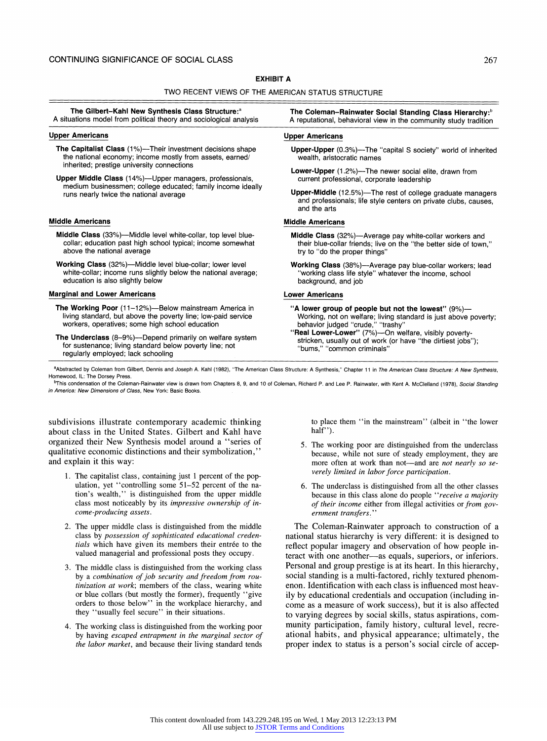**EXHIBIT A**

TWO RECENT VIEWS OF THE AMERICAN STATUS STRUCTURE

| **The Gilbert–Kahl New Synthesis Class Structure:**[a] A situations model from political theory and sociological analysis | **The Coleman–Rainwater Social Standing Class Hierarchy:**[b] A reputational, behavioral view in the community study tradition |
|---|---|
| **Upper Americans** | **Upper Americans** |
| **The Capitalist Class** (1%)—Their investment decisions shape the national economy; income mostly from assets, earned/inherited; prestige university connections<br><br>**Upper Middle Class** (14%)—Upper managers, professionals, medium businessmen; college educated; family income ideally runs nearly twice the national average | **Upper-Upper** (0.3%)—The "capital S society" world of inherited wealth, aristocratic names<br><br>**Lower-Upper** (1.2%)—The newer social elite, drawn from current professional, corporate leadership<br><br>**Upper-Middle** (12.5%)—The rest of college graduate managers and professionals; life style centers on private clubs, causes, and the arts |
| **Middle Americans** | **Middle Americans** |
| **Middle Class** (33%)—Middle level white-collar, top level blue-collar; education past high school typical; income somewhat above the national average<br><br>**Working Class** (32%)—Middle level blue-collar; lower level white-collar; income runs slightly below the national average; education is also slightly below | **Middle Class** (32%)—Average pay white-collar workers and their blue-collar friends; live on the "the better side of town," try to "do the proper things"<br><br>**Working Class** (38%)—Average pay blue-collar workers; lead "working class life style" whatever the income, school background, and job |
| **Marginal and Lower Americans** | **Lower Americans** |
| **The Working Poor** (11–12%)—Below mainstream America in living standard, but above the poverty line; low-paid service workers, operatives; some high school education<br><br>**The Underclass** (8–9%)—Depend primarily on welfare system for sustenance; living standard below poverty line; not regularly employed; lack schooling | **"A lower group of people but not the lowest"** (9%)—Working, not on welfare; living standard is just above poverty; behavior judged "crude," "trashy"<br><br>**"Real Lower-Lower"** (7%)—On welfare, visibly poverty-stricken, usually out of work (or have "the dirtiest jobs"); "bums," "common criminals" |

[a]Abstracted by Coleman from Gilbert, Dennis and Joseph A. Kahl (1982), "The American Class Structure: A Synthesis," Chapter 11 in *The American Class Structure: A New Synthesis*, Homewood, IL: The Dorsey Press.

[b]This condensation of the Coleman-Rainwater view is drawn from Chapters 8, 9, and 10 of Coleman, Richard P. and Lee P. Rainwater, with Kent A. McClelland (1978), *Social Standing in America: New Dimensions of Class*, New York: Basic Books.

subdivisions illustrate contemporary academic thinking about class in the United States. Gilbert and Kahl have organized their New Synthesis model around a "series of qualitative economic distinctions and their symbolization," and explain it this way:

1. The capitalist class, containing just 1 percent of the population, yet "controlling some 51–52 percent of the nation's wealth," is distinguished from the upper middle class most noticeably by its *impressive ownership of income-producing assets*.

2. The upper middle class is distinguished from the middle class by *possession of sophisticated educational credentials* which have given its members their entrée to the valued managerial and professional posts they occupy.

3. The middle class is distinguished from the working class by a *combination of job security and freedom from routinization at work*; members of the class, wearing white or blue collars (but mostly the former), frequently "give orders to those below" in the workplace hierarchy, and they "usually feel secure" in their situations.

4. The working class is distinguished from the working poor by having *escaped entrapment in the marginal sector of the labor market*, and because their living standard tends to place them "in the mainstream" (albeit in "the lower half").

5. The working poor are distinguished from the underclass because, while not sure of steady employment, they are more often at work than not—and are *not nearly so severely limited in labor force participation*.

6. The underclass is distinguished from all the other classes because in this class alone do people "*receive a majority of their income* either from illegal activities or *from government transfers*."

The Coleman-Rainwater approach to construction of a national status hierarchy is very different: it is designed to reflect popular imagery and observation of how people interact with one another—as equals, superiors, or inferiors. Personal and group prestige is at its heart. In this hierarchy, social standing is a multi-factored, richly textured phenomenon. Identification with each class is influenced most heavily by educational credentials and occupation (including income as a measure of work success), but it is also affected to varying degrees by social skills, status aspirations, community participation, family history, cultural level, recreational habits, and physical appearance; ultimately, the proper index to status is a person's social circle of accep-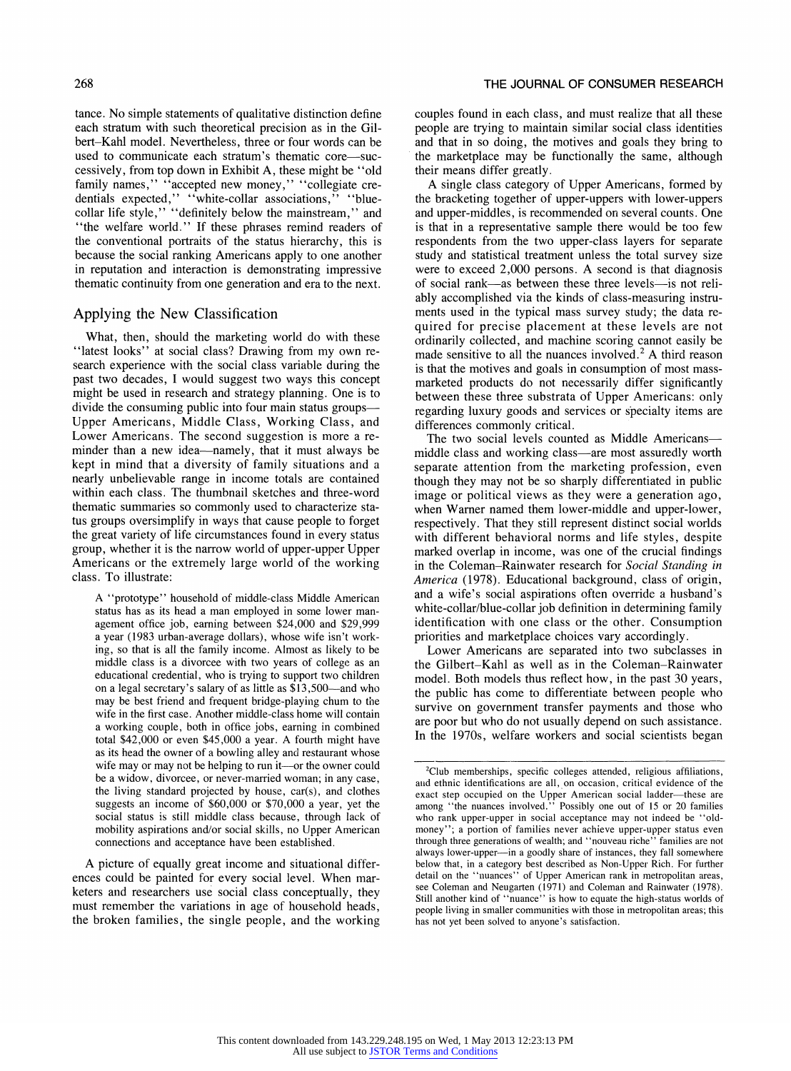tance. No simple statements of qualitative distinction define each stratum with such theoretical precision as in the Gilbert–Kahl model. Nevertheless, three or four words can be used to communicate each stratum's thematic core—successively, from top down in Exhibit A, these might be "old family names," "accepted new money," "collegiate credentials expected," "white-collar associations," "blue-collar life style," "definitely below the mainstream," and "the welfare world." If these phrases remind readers of the conventional portraits of the status hierarchy, this is because the social ranking Americans apply to one another in reputation and interaction is demonstrating impressive thematic continuity from one generation and era to the next.

## Applying the New Classification

What, then, should the marketing world do with these "latest looks" at social class? Drawing from my own research experience with the social class variable during the past two decades, I would suggest two ways this concept might be used in research and strategy planning. One is to divide the consuming public into four main status groups—Upper Americans, Middle Class, Working Class, and Lower Americans. The second suggestion is more a reminder than a new idea—namely, that it must always be kept in mind that a diversity of family situations and a nearly unbelievable range in income totals are contained within each class. The thumbnail sketches and three-word thematic summaries so commonly used to characterize status groups oversimplify in ways that cause people to forget the great variety of life circumstances found in every status group, whether it is the narrow world of upper-upper Upper Americans or the extremely large world of the working class. To illustrate:

> A "prototype" household of middle-class Middle American status has as its head a man employed in some lower management office job, earning between $24,000 and $29,999 a year (1983 urban-average dollars), whose wife isn't working, so that is all the family income. Almost as likely to be middle class is a divorcee with two years of college as an educational credential, who is trying to support two children on a legal secretary's salary of as little as $13,500—and who may be best friend and frequent bridge-playing chum to the wife in the first case. Another middle-class home will contain a working couple, both in office jobs, earning in combined total $42,000 or even $45,000 a year. A fourth might have as its head the owner of a bowling alley and restaurant whose wife may or may not be helping to run it—or the owner could be a widow, divorcee, or never-married woman; in any case, the living standard projected by house, car(s), and clothes suggests an income of $60,000 or $70,000 a year, yet the social status is still middle class because, through lack of mobility aspirations and/or social skills, no Upper American connections and acceptance have been established.

A picture of equally great income and situational differences could be painted for every social level. When marketers and researchers use social class conceptually, they must remember the variations in age of household heads, the broken families, the single people, and the working couples found in each class, and must realize that all these people are trying to maintain similar social class identities and that in so doing, the motives and goals they bring to the marketplace may be functionally the same, although their means differ greatly.

A single class category of Upper Americans, formed by the bracketing together of upper-uppers with lower-uppers and upper-middles, is recommended on several counts. One is that in a representative sample there would be too few respondents from the two upper-class layers for separate study and statistical treatment unless the total survey size were to exceed 2,000 persons. A second is that diagnosis of social rank—as between these three levels—is not reliably accomplished via the kinds of class-measuring instruments used in the typical mass survey study; the data required for precise placement at these levels are not ordinarily collected, and machine scoring cannot easily be made sensitive to all the nuances involved.[2] A third reason is that the motives and goals in consumption of most mass-marketed products do not necessarily differ significantly between these three substrata of Upper Americans: only regarding luxury goods and services or specialty items are differences commonly critical.

The two social levels counted as Middle Americans—middle class and working class—are most assuredly worth separate attention from the marketing profession, even though they may not be so sharply differentiated in public image or political views as they were a generation ago, when Warner named them lower-middle and upper-lower, respectively. That they still represent distinct social worlds with different behavioral norms and life styles, despite marked overlap in income, was one of the crucial findings in the Coleman–Rainwater research for *Social Standing in America* (1978). Educational background, class of origin, and a wife's social aspirations often override a husband's white-collar/blue-collar job definition in determining family identification with one class or the other. Consumption priorities and marketplace choices vary accordingly.

Lower Americans are separated into two subclasses in the Gilbert–Kahl as well as in the Coleman–Rainwater model. Both models thus reflect how, in the past 30 years, the public has come to differentiate between people who survive on government transfer payments and those who are poor but who do not usually depend on such assistance. In the 1970s, welfare workers and social scientists began

---

[2]Club memberships, specific colleges attended, religious affiliations, and ethnic identifications are all, on occasion, critical evidence of the exact step occupied on the Upper American social ladder—these are among "the nuances involved." Possibly one out of 15 or 20 families who rank upper-upper in social acceptance may not indeed be "old-money"; a portion of families never achieve upper-upper status even through three generations of wealth; and "nouveau riche" families are not always lower-upper—in a goodly share of instances, they fall somewhere below that, in a category best described as Non-Upper Rich. For further detail on the "nuances" of Upper American rank in metropolitan areas, see Coleman and Neugarten (1971) and Coleman and Rainwater (1978). Still another kind of "nuance" is how to equate the high-status worlds of people living in smaller communities with those in metropolitan areas; this has not yet been solved to anyone's satisfaction.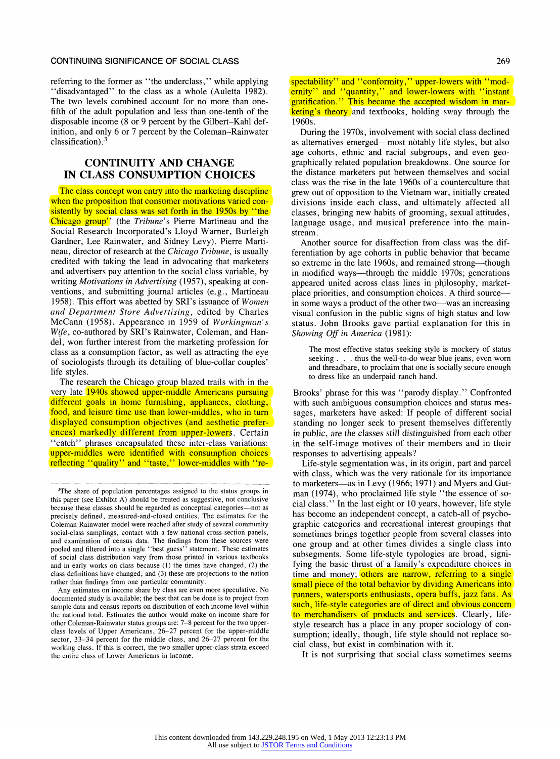referring to the former as "the underclass," while applying "disadvantaged" to the class as a whole (Auletta 1982). The two levels combined account for no more than one-fifth of the adult population and less than one-tenth of the disposable income (8 or 9 percent by the Gilbert–Kahl definition, and only 6 or 7 percent by the Coleman–Rainwater classification).[3]

## CONTINUITY AND CHANGE IN CLASS CONSUMPTION CHOICES

The class concept won entry into the marketing discipline when the proposition that consumer motivations varied consistently by social class was set forth in the 1950s by "the Chicago group" (the *Tribune*'s Pierre Martineau and the Social Research Incorporated's Lloyd Warner, Burleigh Gardner, Lee Rainwater, and Sidney Levy). Pierre Martineau, director of research at the *Chicago Tribune*, is usually credited with taking the lead in advocating that marketers and advertisers pay attention to the social class variable, by writing *Motivations in Advertising* (1957), speaking at conventions, and submitting journal articles (e.g., Martineau 1958). This effort was abetted by SRI's issuance of *Women and Department Store Advertising*, edited by Charles McCann (1958). Appearance in 1959 of *Workingman's Wife*, co-authored by SRI's Rainwater, Coleman, and Handel, won further interest from the marketing profession for class as a consumption factor, as well as attracting the eye of sociologists through its detailing of blue-collar couples' life styles.

The research the Chicago group blazed trails with in the very late 1940s showed upper-middle Americans pursuing different goals in home furnishing, appliances, clothing, food, and leisure time use than lower-middles, who in turn displayed consumption objectives (and aesthetic preferences) markedly different from upper-lowers. Certain "catch" phrases encapsulated these inter-class variations: upper-middles were identified with consumption choices reflecting "quality" and "taste," lower-middles with "respectability" and "conformity," upper-lowers with "modernity" and "quantity," and lower-lowers with "instant gratification." This became the accepted wisdom in marketing's theory and textbooks, holding sway through the 1960s.

During the 1970s, involvement with social class declined as alternatives emerged—most notably life styles, but also age cohorts, ethnic and racial subgroups, and even geographically related population breakdowns. One source for the distance marketers put between themselves and social class was the rise in the late 1960s of a counterculture that grew out of opposition to the Vietnam war, initially created divisions inside each class, and ultimately affected all classes, bringing new habits of grooming, sexual attitudes, language usage, and musical preference into the mainstream.

Another source for disaffection from class was the differentiation by age cohorts in public behavior that became so extreme in the late 1960s, and remained strong—though in modified ways—through the middle 1970s; generations appeared united across class lines in philosophy, marketplace priorities, and consumption choices. A third source—in some ways a product of the other two—was an increasing visual confusion in the public signs of high status and low status. John Brooks gave partial explanation for this in *Showing Off in America* (1981):

> The most effective status seeking style is mockery of status seeking . . . thus the well-to-do wear blue jeans, even worn and threadbare, to proclaim that one is socially secure enough to dress like an underpaid ranch hand.

Brooks' phrase for this was "parody display." Confronted with such ambiguous consumption choices and status messages, marketers have asked: If people of different social standing no longer seek to present themselves differently in public, are the classes still distinguished from each other in the self-image motives of their members and in their responses to advertising appeals?

Life-style segmentation was, in its origin, part and parcel with class, which was the very rationale for its importance to marketers—as in Levy (1966; 1971) and Myers and Gutman (1974), who proclaimed life style "the essence of social class." In the last eight or 10 years, however, life style has become an independent concept, a catch-all of psychographic categories and recreational interest groupings that sometimes brings together people from several classes into one group and at other times divides a single class into subsegments. Some life-style typologies are broad, signifying the basic thrust of a family's expenditure choices in time and money; others are narrow, referring to a single small piece of the total behavior by dividing Americans into runners, watersports enthusiasts, opera buffs, jazz fans. As such, life-style categories are of direct and obvious concern to merchandisers of products and services. Clearly, life-style research has a place in any proper sociology of consumption; ideally, though, life style should not replace social class, but exist in combination with it.

It is not surprising that social class sometimes seems

---

[3]The share of population percentages assigned to the status groups in this paper (see Exhibit A) should be treated as suggestive, not conclusive because these classes should be regarded as conceptual categories—not as precisely defined, measured-and-closed entities. The estimates for the Coleman-Rainwater model were reached after study of several community social-class samplings, contact with a few national cross-section panels, and examination of census data. The findings from these sources were pooled and filtered into a single "best guess" statement. These estimates of social class distribution vary from those printed in various textbooks and in early works on class because (1) the times have changed, (2) the class definitions have changed, and (3) these are projections to the nation rather than findings from one particular community.

Any estimates on income share by class are even more speculative. No documented study is available; the best that can be done is to project from sample data and census reports on distribution of each income level within the national total. Estimates the author would make on income share for other Coleman-Rainwater status groups are: 7–8 percent for the two upper-class levels of Upper Americans, 26–27 percent for the upper-middle sector, 33–34 percent for the middle class, and 26–27 percent for the working class. If this is correct, the two smaller upper-class strata exceed the entire class of Lower Americans in income.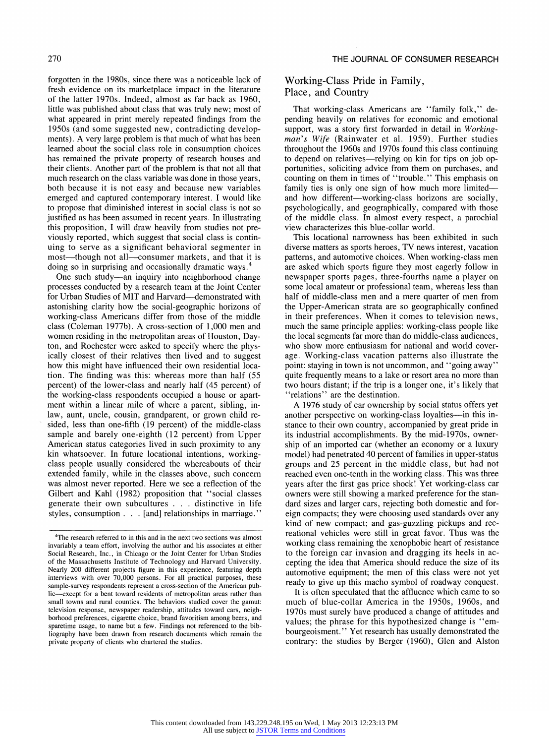forgotten in the 1980s, since there was a noticeable lack of fresh evidence on its marketplace impact in the literature of the latter 1970s. Indeed, almost as far back as 1960, little was published about class that was truly new; most of what appeared in print merely repeated findings from the 1950s (and some suggested new, contradicting developments). A very large problem is that much of what has been learned about the social class role in consumption choices has remained the private property of research houses and their clients. Another part of the problem is that not all that much research on the class variable was done in those years, both because it is not easy and because new variables emerged and captured contemporary interest. I would like to propose that diminished interest in social class is not so justified as has been assumed in recent years. In illustrating this proposition, I will draw heavily from studies not previously reported, which suggest that social class is continuing to serve as a significant behavioral segmenter in most—though not all—consumer markets, and that it is doing so in surprising and occasionally dramatic ways.[4]

One such study—an inquiry into neighborhood change processes conducted by a research team at the Joint Center for Urban Studies of MIT and Harvard—demonstrated with astonishing clarity how the social-geographic horizons of working-class Americans differ from those of the middle class (Coleman 1977b). A cross-section of 1,000 men and women residing in the metropolitan areas of Houston, Dayton, and Rochester were asked to specify where the physically closest of their relatives then lived and to suggest how this might have influenced their own residential location. The finding was this: whereas more than half (55 percent) of the lower-class and nearly half (45 percent) of the working-class respondents occupied a house or apartment within a linear mile of where a parent, sibling, in-law, aunt, uncle, cousin, grandparent, or grown child resided, less than one-fifth (19 percent) of the middle-class sample and barely one-eighth (12 percent) from Upper American status categories lived in such proximity to any kin whatsoever. In future locational intentions, working-class people usually considered the whereabouts of their extended family, while in the classes above, such concern was almost never reported. Here we see a reflection of the Gilbert and Kahl (1982) proposition that "social classes generate their own subcultures . . . distinctive in life styles, consumption . . . [and] relationships in marriage."

## Working-Class Pride in Family, Place, and Country

That working-class Americans are "family folk," depending heavily on relatives for economic and emotional support, was a story first forwarded in detail in *Workingman's Wife* (Rainwater et al. 1959). Further studies throughout the 1960s and 1970s found this class continuing to depend on relatives—relying on kin for tips on job opportunities, soliciting advice from them on purchases, and counting on them in times of "trouble." This emphasis on family ties is only one sign of how much more limited—and how different—working-class horizons are socially, psychologically, and geographically, compared with those of the middle class. In almost every respect, a parochial view characterizes this blue-collar world.

This locational narrowness has been exhibited in such diverse matters as sports heroes, TV news interest, vacation patterns, and automotive choices. When working-class men are asked which sports figure they most eagerly follow in newspaper sports pages, three-fourths name a player on some local amateur or professional team, whereas less than half of middle-class men and a mere quarter of men from the Upper-American strata are so geographically confined in their preferences. When it comes to television news, much the same principle applies: working-class people like the local segments far more than do middle-class audiences, who show more enthusiasm for national and world coverage. Working-class vacation patterns also illustrate the point: staying in town is not uncommon, and "going away" quite frequently means to a lake or resort area no more than two hours distant; if the trip is a longer one, it's likely that "relations" are the destination.

A 1976 study of car ownership by social status offers yet another perspective on working-class loyalties—in this instance to their own country, accompanied by great pride in its industrial accomplishments. By the mid-1970s, ownership of an imported car (whether an economy or a luxury model) had penetrated 40 percent of families in upper-status groups and 25 percent in the middle class, but had not reached even one-tenth in the working class. This was three years after the first gas price shock! Yet working-class car owners were still showing a marked preference for the standard sizes and larger cars, rejecting both domestic and foreign compacts; they were choosing used standards over any kind of new compact; and gas-guzzling pickups and recreational vehicles were still in great favor. Thus was the working class remaining the xenophobic heart of resistance to the foreign car invasion and dragging its heels in accepting the idea that America should reduce the size of its automotive equipment; the men of this class were not yet ready to give up this macho symbol of roadway conquest.

It is often speculated that the affluence which came to so much of blue-collar America in the 1950s, 1960s, and 1970s must surely have produced a change of attitudes and values; the phrase for this hypothesized change is "embourgeoisment." Yet research has usually demonstrated the contrary: the studies by Berger (1960), Glen and Alston

[4]The research referred to in this and in the next two sections was almost invariably a team effort, involving the author and his associates at either Social Research, Inc., in Chicago or the Joint Center for Urban Studies of the Massachusetts Institute of Technology and Harvard University. Nearly 200 different projects figure in this experience, featuring depth interviews with over 70,000 persons. For all practical purposes, these sample-survey respondents represent a cross-section of the American public—except for a bent toward residents of metropolitan areas rather than small towns and rural counties. The behaviors studied cover the gamut: television response, newspaper readership, attitudes toward cars, neighborhood preferences, cigarette choice, brand favoritism among beers, and sparetime usage, to name but a few. Findings not referenced to the bibliography have been drawn from research documents which remain the private property of clients who chartered the studies.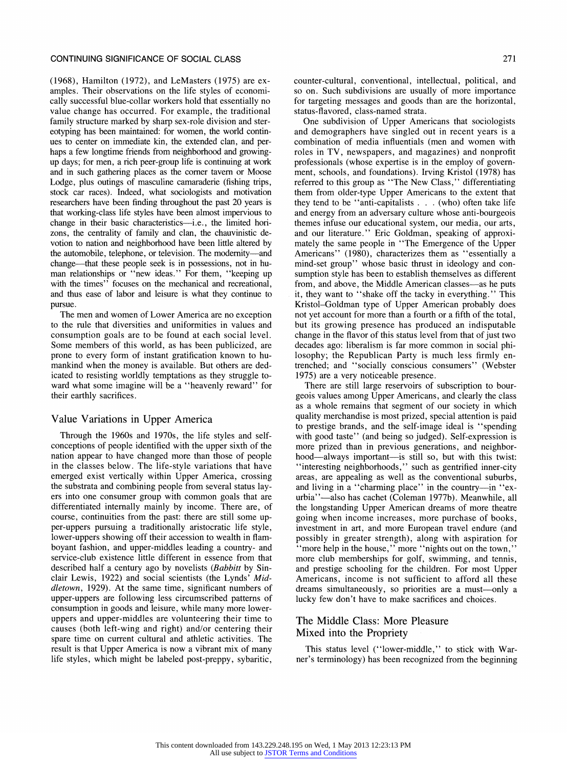(1968), Hamilton (1972), and LeMasters (1975) are examples. Their observations on the life styles of economically successful blue-collar workers hold that essentially no value change has occurred. For example, the traditional family structure marked by sharp sex-role division and stereotyping has been maintained: for women, the world continues to center on immediate kin, the extended clan, and perhaps a few longtime friends from neighborhood and growing-up days; for men, a rich peer-group life is continuing at work and in such gathering places as the corner tavern or Moose Lodge, plus outings of masculine camaraderie (fishing trips, stock car races). Indeed, what sociologists and motivation researchers have been finding throughout the past 20 years is that working-class life styles have been almost impervious to change in their basic characteristics—i.e., the limited horizons, the centrality of family and clan, the chauvinistic devotion to nation and neighborhood have been little altered by the automobile, telephone, or television. The modernity—and change—that these people seek is in possessions, not in human relationships or "new ideas." For them, "keeping up with the times" focuses on the mechanical and recreational, and thus ease of labor and leisure is what they continue to pursue.

The men and women of Lower America are no exception to the rule that diversities and uniformities in values and consumption goals are to be found at each social level. Some members of this world, as has been publicized, are prone to every form of instant gratification known to humankind when the money is available. But others are dedicated to resisting worldly temptations as they struggle toward what some imagine will be a "heavenly reward" for their earthly sacrifices.

## Value Variations in Upper America

Through the 1960s and 1970s, the life styles and self-conceptions of people identified with the upper sixth of the nation appear to have changed more than those of people in the classes below. The life-style variations that have emerged exist vertically within Upper America, crossing the substrata and combining people from several status layers into one consumer group with common goals that are differentiated internally mainly by income. There are, of course, continuities from the past: there are still some upper-uppers pursuing a traditionally aristocratic life style, lower-uppers showing off their accession to wealth in flamboyant fashion, and upper-middles leading a country- and service-club existence little different in essence from that described half a century ago by novelists (*Babbitt* by Sinclair Lewis, 1922) and social scientists (the Lynds' *Middletown*, 1929). At the same time, significant numbers of upper-uppers are following less circumscribed patterns of consumption in goods and leisure, while many more lower-uppers and upper-middles are volunteering their time to causes (both left-wing and right) and/or centering their spare time on current cultural and athletic activities. The result is that Upper America is now a vibrant mix of many life styles, which might be labeled post-preppy, sybaritic, counter-cultural, conventional, intellectual, political, and so on. Such subdivisions are usually of more importance for targeting messages and goods than are the horizontal, status-flavored, class-named strata.

One subdivision of Upper Americans that sociologists and demographers have singled out in recent years is a combination of media influentials (men and women with roles in TV, newspapers, and magazines) and nonprofit professionals (whose expertise is in the employ of government, schools, and foundations). Irving Kristol (1978) has referred to this group as "The New Class," differentiating them from older-type Upper Americans to the extent that they tend to be "anti-capitalists . . . (who) often take life and energy from an adversary culture whose anti-bourgeois themes infuse our educational system, our media, our arts, and our literature." Eric Goldman, speaking of approximately the same people in "The Emergence of the Upper Americans" (1980), characterizes them as "essentially a mind-set group" whose basic thrust in ideology and consumption style has been to establish themselves as different from, and above, the Middle American classes—as he puts it, they want to "shake off the tacky in everything." This Kristol–Goldman type of Upper American probably does not yet account for more than a fourth or a fifth of the total, but its growing presence has produced an indisputable change in the flavor of this status level from that of just two decades ago: liberalism is far more common in social philosophy; the Republican Party is much less firmly entrenched; and "socially conscious consumers" (Webster 1975) are a very noticeable presence.

There are still large reservoirs of subscription to bourgeois values among Upper Americans, and clearly the class as a whole remains that segment of our society in which quality merchandise is most prized, special attention is paid to prestige brands, and the self-image ideal is "spending with good taste" (and being so judged). Self-expression is more prized than in previous generations, and neighborhood—always important—is still so, but with this twist: "interesting neighborhoods," such as gentrified inner-city areas, are appealing as well as the conventional suburbs, and living in a "charming place" in the country—in "exurbia"—also has cachet (Coleman 1977b). Meanwhile, all the longstanding Upper American dreams of more theatre going when income increases, more purchase of books, investment in art, and more European travel endure (and possibly in greater strength), along with aspiration for "more help in the house," more "nights out on the town," more club memberships for golf, swimming, and tennis, and prestige schooling for the children. For most Upper Americans, income is not sufficient to afford all these dreams simultaneously, so priorities are a must—only a lucky few don't have to make sacrifices and choices.

## The Middle Class: More Pleasure Mixed into the Propriety

This status level ("lower-middle," to stick with Warner's terminology) has been recognized from the beginning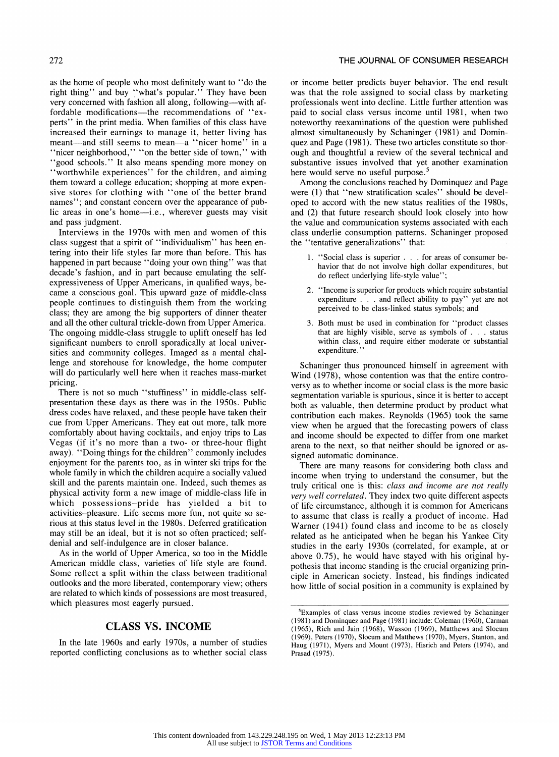as the home of people who most definitely want to "do the right thing" and buy "what's popular." They have been very concerned with fashion all along, following—with affordable modifications—the recommendations of "experts" in the print media. When families of this class have increased their earnings to manage it, better living has meant—and still seems to mean—a "nicer home" in a "nicer neighborhood," "on the better side of town," with "good schools." It also means spending more money on "worthwhile experiences" for the children, and aiming them toward a college education; shopping at more expensive stores for clothing with "one of the better brand names"; and constant concern over the appearance of public areas in one's home—i.e., wherever guests may visit and pass judgment.

Interviews in the 1970s with men and women of this class suggest that a spirit of "individualism" has been entering into their life styles far more than before. This has happened in part because "doing your own thing" was that decade's fashion, and in part because emulating the self-expressiveness of Upper Americans, in qualified ways, became a conscious goal. This upward gaze of middle-class people continues to distinguish them from the working class; they are among the big supporters of dinner theater and all the other cultural trickle-down from Upper America. The ongoing middle-class struggle to uplift oneself has led significant numbers to enroll sporadically at local universities and community colleges. Imaged as a mental challenge and storehouse for knowledge, the home computer will do particularly well here when it reaches mass-market pricing.

There is not so much "stuffiness" in middle-class self-presentation these days as there was in the 1950s. Public dress codes have relaxed, and these people have taken their cue from Upper Americans. They eat out more, talk more comfortably about having cocktails, and enjoy trips to Las Vegas (if it's no more than a two- or three-hour flight away). "Doing things for the children" commonly includes enjoyment for the parents too, as in winter ski trips for the whole family in which the children acquire a socially valued skill and the parents maintain one. Indeed, such themes as physical activity form a new image of middle-class life in which possessions–pride has yielded a bit to activities–pleasure. Life seems more fun, not quite so serious at this status level in the 1980s. Deferred gratification may still be an ideal, but it is not so often practiced; self-denial and self-indulgence are in closer balance.

As in the world of Upper America, so too in the Middle American middle class, varieties of life style are found. Some reflect a split within the class between traditional outlooks and the more liberated, contemporary view; others are related to which kinds of possessions are most treasured, which pleasures most eagerly pursued.

## CLASS VS. INCOME

In the late 1960s and early 1970s, a number of studies reported conflicting conclusions as to whether social class or income better predicts buyer behavior. The end result was that the role assigned to social class by marketing professionals went into decline. Little further attention was paid to social class versus income until 1981, when two noteworthy reexaminations of the question were published almost simultaneously by Schaninger (1981) and Dominquez and Page (1981). These two articles constitute so thorough and thoughtful a review of the several technical and substantive issues involved that yet another examination here would serve no useful purpose.[5]

Among the conclusions reached by Dominquez and Page were (1) that "new stratification scales" should be developed to accord with the new status realities of the 1980s, and (2) that future research should look closely into how the value and communication systems associated with each class underlie consumption patterns. Schaninger proposed the "tentative generalizations" that:

1. "Social class is superior . . . for areas of consumer behavior that do not involve high dollar expenditures, but do reflect underlying life-style value";
2. "Income is superior for products which require substantial expenditure . . . and reflect ability to pay" yet are not perceived to be class-linked status symbols; and
3. Both must be used in combination for "product classes that are highly visible, serve as symbols of . . . status within class, and require either moderate or substantial expenditure."

Schaninger thus pronounced himself in agreement with Wind (1978), whose contention was that the entire controversy as to whether income or social class is the more basic segmentation variable is spurious, since it is better to accept both as valuable, then determine product by product what contribution each makes. Reynolds (1965) took the same view when he argued that the forecasting powers of class and income should be expected to differ from one market arena to the next, so that neither should be ignored or assigned automatic dominance.

There are many reasons for considering both class and income when trying to understand the consumer, but the truly critical one is this: *class and income are not really very well correlated.* They index two quite different aspects of life circumstance, although it is common for Americans to assume that class is really a product of income. Had Warner (1941) found class and income to be as closely related as he anticipated when he began his Yankee City studies in the early 1930s (correlated, for example, at or above 0.75), he would have stayed with his original hypothesis that income standing is the crucial organizing principle in American society. Instead, his findings indicated how little of social position in a community is explained by

[5]Examples of class versus income studies reviewed by Schaninger (1981) and Dominquez and Page (1981) include: Coleman (1960), Carman (1965), Rich and Jain (1968), Wasson (1969), Matthews and Slocum (1969), Peters (1970), Slocum and Matthews (1970), Myers, Stanton, and Haug (1971), Myers and Mount (1973), Hisrich and Peters (1974), and Prasad (1975).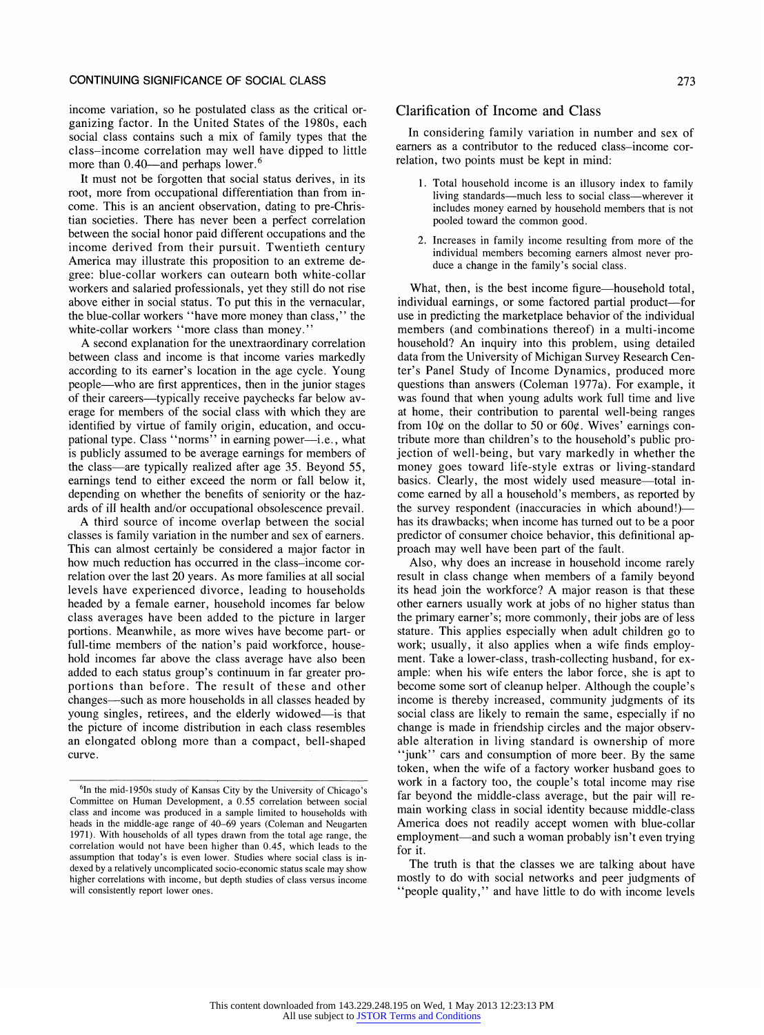income variation, so he postulated class as the critical organizing factor. In the United States of the 1980s, each social class contains such a mix of family types that the class–income correlation may well have dipped to little more than 0.40—and perhaps lower.[6]

It must not be forgotten that social status derives, in its root, more from occupational differentiation than from income. This is an ancient observation, dating to pre-Christian societies. There has never been a perfect correlation between the social honor paid different occupations and the income derived from their pursuit. Twentieth century America may illustrate this proposition to an extreme degree: blue-collar workers can outearn both white-collar workers and salaried professionals, yet they still do not rise above either in social status. To put this in the vernacular, the blue-collar workers "have more money than class," the white-collar workers "more class than money."

A second explanation for the unextraordinary correlation between class and income is that income varies markedly according to its earner's location in the age cycle. Young people—who are first apprentices, then in the junior stages of their careers—typically receive paychecks far below average for members of the social class with which they are identified by virtue of family origin, education, and occupational type. Class "norms" in earning power—i.e., what is publicly assumed to be average earnings for members of the class—are typically realized after age 35. Beyond 55, earnings tend to either exceed the norm or fall below it, depending on whether the benefits of seniority or the hazards of ill health and/or occupational obsolescence prevail.

A third source of income overlap between the social classes is family variation in the number and sex of earners. This can almost certainly be considered a major factor in how much reduction has occurred in the class–income correlation over the last 20 years. As more families at all social levels have experienced divorce, leading to households headed by a female earner, household incomes far below class averages have been added to the picture in larger portions. Meanwhile, as more wives have become part- or full-time members of the nation's paid workforce, household incomes far above the class average have also been added to each status group's continuum in far greater proportions than before. The result of these and other changes—such as more households in all classes headed by young singles, retirees, and the elderly widowed—is that the picture of income distribution in each class resembles an elongated oblong more than a compact, bell-shaped curve.

## Clarification of Income and Class

In considering family variation in number and sex of earners as a contributor to the reduced class–income correlation, two points must be kept in mind:

1. Total household income is an illusory index to family living standards—much less to social class—wherever it includes money earned by household members that is not pooled toward the common good.
2. Increases in family income resulting from more of the individual members becoming earners almost never produce a change in the family's social class.

What, then, is the best income figure—household total, individual earnings, or some factored partial product—for use in predicting the marketplace behavior of the individual members (and combinations thereof) in a multi-income household? An inquiry into this problem, using detailed data from the University of Michigan Survey Research Center's Panel Study of Income Dynamics, produced more questions than answers (Coleman 1977a). For example, it was found that when young adults work full time and live at home, their contribution to parental well-being ranges from 10¢ on the dollar to 50 or 60¢. Wives' earnings contribute more than children's to the household's public projection of well-being, but vary markedly in whether the money goes toward life-style extras or living-standard basics. Clearly, the most widely used measure—total income earned by all a household's members, as reported by the survey respondent (inaccuracies in which abound!)—has its drawbacks; when income has turned out to be a poor predictor of consumer choice behavior, this definitional approach may well have been part of the fault.

Also, why does an increase in household income rarely result in class change when members of a family beyond its head join the workforce? A major reason is that these other earners usually work at jobs of no higher status than the primary earner's; more commonly, their jobs are of less stature. This applies especially when adult children go to work; usually, it also applies when a wife finds employment. Take a lower-class, trash-collecting husband, for example: when his wife enters the labor force, she is apt to become some sort of cleanup helper. Although the couple's income is thereby increased, community judgments of its social class are likely to remain the same, especially if no change is made in friendship circles and the major observable alteration in living standard is ownership of more "junk" cars and consumption of more beer. By the same token, when the wife of a factory worker husband goes to work in a factory too, the couple's total income may rise far beyond the middle-class average, but the pair will remain working class in social identity because middle-class America does not readily accept women with blue-collar employment—and such a woman probably isn't even trying for it.

The truth is that the classes we are talking about have mostly to do with social networks and peer judgments of "people quality," and have little to do with income levels

---

[6] In the mid-1950s study of Kansas City by the University of Chicago's Committee on Human Development, a 0.55 correlation between social class and income was produced in a sample limited to households with heads in the middle-age range of 40–69 years (Coleman and Neugarten 1971). With households of all types drawn from the total age range, the correlation would not have been higher than 0.45, which leads to the assumption that today's is even lower. Studies where social class is indexed by a relatively uncomplicated socio-economic status scale may show higher correlations with income, but depth studies of class versus income will consistently report lower ones.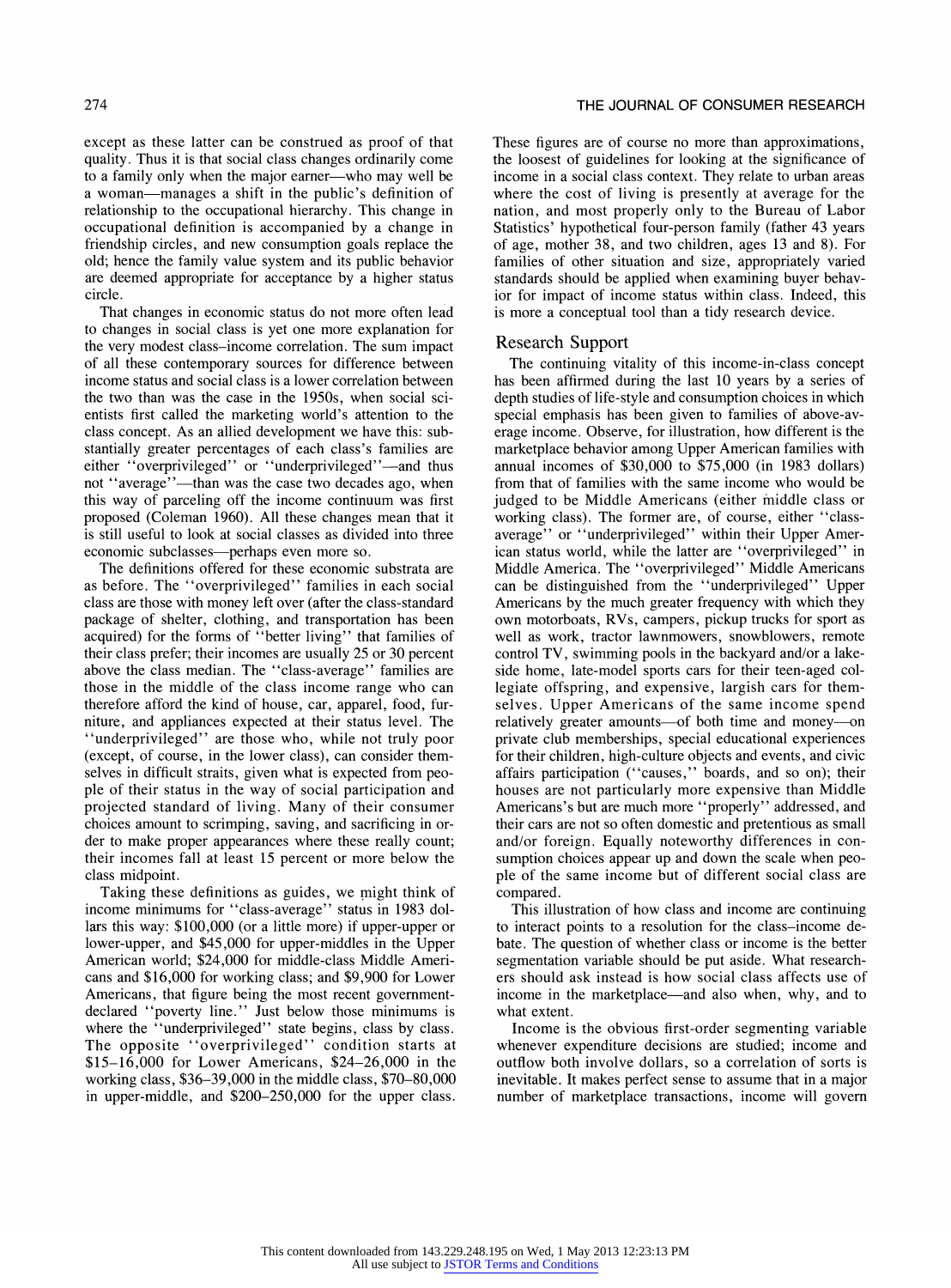except as these latter can be construed as proof of that quality. Thus it is that social class changes ordinarily come to a family only when the major earner—who may well be a woman—manages a shift in the public's definition of relationship to the occupational hierarchy. This change in occupational definition is accompanied by a change in friendship circles, and new consumption goals replace the old; hence the family value system and its public behavior are deemed appropriate for acceptance by a higher status circle.

That changes in economic status do not more often lead to changes in social class is yet one more explanation for the very modest class–income correlation. The sum impact of all these contemporary sources for difference between income status and social class is a lower correlation between the two than was the case in the 1950s, when social scientists first called the marketing world's attention to the class concept. As an allied development we have this: substantially greater percentages of each class's families are either "overprivileged" or "underprivileged"—and thus not "average"—than was the case two decades ago, when this way of parceling off the income continuum was first proposed (Coleman 1960). All these changes mean that it is still useful to look at social classes as divided into three economic subclasses—perhaps even more so.

The definitions offered for these economic substrata are as before. The "overprivileged" families in each social class are those with money left over (after the class-standard package of shelter, clothing, and transportation has been acquired) for the forms of "better living" that families of their class prefer; their incomes are usually 25 or 30 percent above the class median. The "class-average" families are those in the middle of the class income range who can therefore afford the kind of house, car, apparel, food, furniture, and appliances expected at their status level. The "underprivileged" are those who, while not truly poor (except, of course, in the lower class), can consider themselves in difficult straits, given what is expected from people of their status in the way of social participation and projected standard of living. Many of their consumer choices amount to scrimping, saving, and sacrificing in order to make proper appearances where these really count; their incomes fall at least 15 percent or more below the class midpoint.

Taking these definitions as guides, we might think of income minimums for "class-average" status in 1983 dollars this way: $100,000 (or a little more) if upper-upper or lower-upper, and $45,000 for upper-middles in the Upper American world; $24,000 for middle-class Middle Americans and $16,000 for working class; and $9,900 for Lower Americans, that figure being the most recent government-declared "poverty line." Just below those minimums is where the "underprivileged" state begins, class by class. The opposite "overprivileged" condition starts at $15–16,000 for Lower Americans, $24–26,000 in the working class, $36–39,000 in the middle class, $70–80,000 in upper-middle, and $200–250,000 for the upper class. These figures are of course no more than approximations, the loosest of guidelines for looking at the significance of income in a social class context. They relate to urban areas where the cost of living is presently at average for the nation, and most properly only to the Bureau of Labor Statistics' hypothetical four-person family (father 43 years of age, mother 38, and two children, ages 13 and 8). For families of other situation and size, appropriately varied standards should be applied when examining buyer behavior for impact of income status within class. Indeed, this is more a conceptual tool than a tidy research device.

## Research Support

The continuing vitality of this income-in-class concept has been affirmed during the last 10 years by a series of depth studies of life-style and consumption choices in which special emphasis has been given to families of above-average income. Observe, for illustration, how different is the marketplace behavior among Upper American families with annual incomes of $30,000 to $75,000 (in 1983 dollars) from that of families with the same income who would be judged to be Middle Americans (either middle class or working class). The former are, of course, either "class-average" or "underprivileged" within their Upper American status world, while the latter are "overprivileged" in Middle America. The "overprivileged" Middle Americans can be distinguished from the "underprivileged" Upper Americans by the much greater frequency with which they own motorboats, RVs, campers, pickup trucks for sport as well as work, tractor lawnmowers, snowblowers, remote control TV, swimming pools in the backyard and/or a lakeside home, late-model sports cars for their teen-aged collegiate offspring, and expensive, largish cars for themselves. Upper Americans of the same income spend relatively greater amounts—of both time and money—on private club memberships, special educational experiences for their children, high-culture objects and events, and civic affairs participation ("causes," boards, and so on); their houses are not particularly more expensive than Middle Americans's but are much more "properly" addressed, and their cars are not so often domestic and pretentious as small and/or foreign. Equally noteworthy differences in consumption choices appear up and down the scale when people of the same income but of different social class are compared.

This illustration of how class and income are continuing to interact points to a resolution for the class–income debate. The question of whether class or income is the better segmentation variable should be put aside. What researchers should ask instead is how social class affects use of income in the marketplace—and also when, why, and to what extent.

Income is the obvious first-order segmenting variable whenever expenditure decisions are studied; income and outflow both involve dollars, so a correlation of sorts is inevitable. It makes perfect sense to assume that in a major number of marketplace transactions, income will govern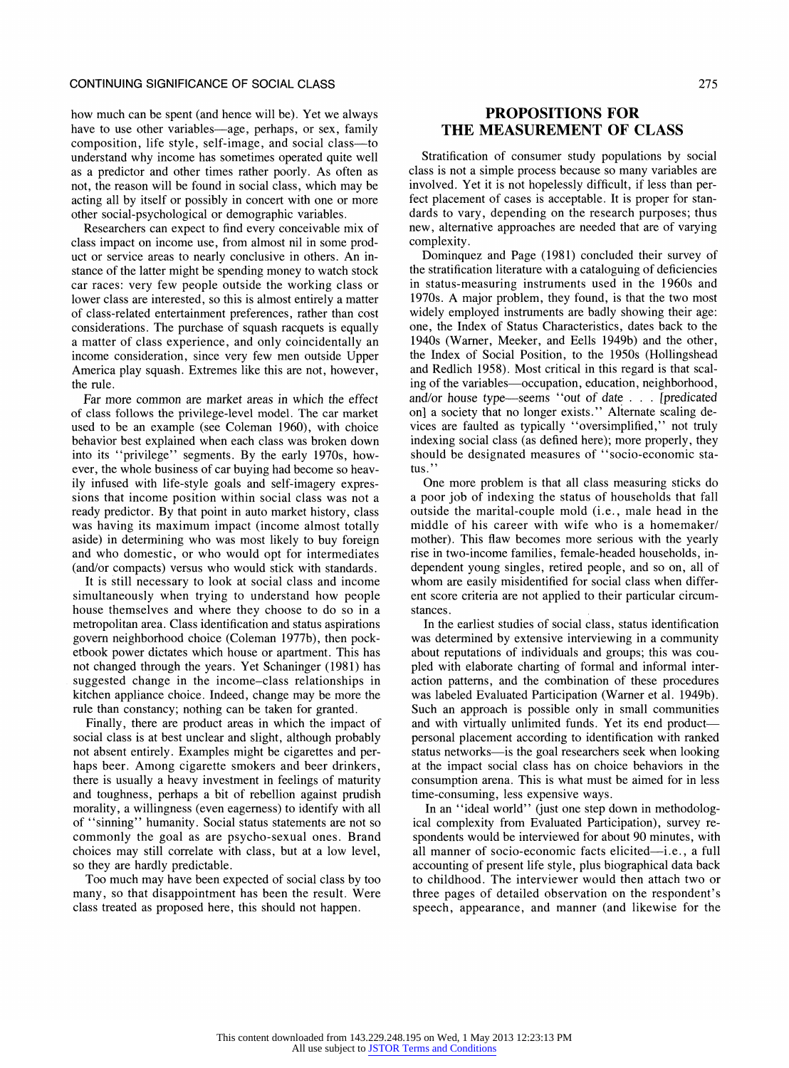how much can be spent (and hence will be). Yet we always have to use other variables—age, perhaps, or sex, family composition, life style, self-image, and social class—to understand why income has sometimes operated quite well as a predictor and other times rather poorly. As often as not, the reason will be found in social class, which may be acting all by itself or possibly in concert with one or more other social-psychological or demographic variables.

Researchers can expect to find every conceivable mix of class impact on income use, from almost nil in some product or service areas to nearly conclusive in others. An instance of the latter might be spending money to watch stock car races: very few people outside the working class or lower class are interested, so this is almost entirely a matter of class-related entertainment preferences, rather than cost considerations. The purchase of squash racquets is equally a matter of class experience, and only coincidentally an income consideration, since very few men outside Upper America play squash. Extremes like this are not, however, the rule.

Far more common are market areas in which the effect of class follows the privilege-level model. The car market used to be an example (see Coleman 1960), with choice behavior best explained when each class was broken down into its "privilege" segments. By the early 1970s, however, the whole business of car buying had become so heavily infused with life-style goals and self-imagery expressions that income position within social class was not a ready predictor. By that point in auto market history, class was having its maximum impact (income almost totally aside) in determining who was most likely to buy foreign and who domestic, or who would opt for intermediates (and/or compacts) versus who would stick with standards.

It is still necessary to look at social class and income simultaneously when trying to understand how people house themselves and where they choose to do so in a metropolitan area. Class identification and status aspirations govern neighborhood choice (Coleman 1977b), then pocketbook power dictates which house or apartment. This has not changed through the years. Yet Schaninger (1981) has suggested change in the income–class relationships in kitchen appliance choice. Indeed, change may be more the rule than constancy; nothing can be taken for granted.

Finally, there are product areas in which the impact of social class is at best unclear and slight, although probably not absent entirely. Examples might be cigarettes and perhaps beer. Among cigarette smokers and beer drinkers, there is usually a heavy investment in feelings of maturity and toughness, perhaps a bit of rebellion against prudish morality, a willingness (even eagerness) to identify with all of "sinning" humanity. Social status statements are not so commonly the goal as are psycho-sexual ones. Brand choices may still correlate with class, but at a low level, so they are hardly predictable.

Too much may have been expected of social class by too many, so that disappointment has been the result. Were class treated as proposed here, this should not happen.

## PROPOSITIONS FOR THE MEASUREMENT OF CLASS

Stratification of consumer study populations by social class is not a simple process because so many variables are involved. Yet it is not hopelessly difficult, if less than perfect placement of cases is acceptable. It is proper for standards to vary, depending on the research purposes; thus new, alternative approaches are needed that are of varying complexity.

Dominquez and Page (1981) concluded their survey of the stratification literature with a cataloguing of deficiencies in status-measuring instruments used in the 1960s and 1970s. A major problem, they found, is that the two most widely employed instruments are badly showing their age: one, the Index of Status Characteristics, dates back to the 1940s (Warner, Meeker, and Eells 1949b) and the other, the Index of Social Position, to the 1950s (Hollingshead and Redlich 1958). Most critical in this regard is that scaling of the variables—occupation, education, neighborhood, and/or house type—seems "out of date . . . [predicated on] a society that no longer exists." Alternate scaling devices are faulted as typically "oversimplified," not truly indexing social class (as defined here); more properly, they should be designated measures of "socio-economic status."

One more problem is that all class measuring sticks do a poor job of indexing the status of households that fall outside the marital-couple mold (i.e., male head in the middle of his career with wife who is a homemaker/mother). This flaw becomes more serious with the yearly rise in two-income families, female-headed households, independent young singles, retired people, and so on, all of whom are easily misidentified for social class when different score criteria are not applied to their particular circumstances.

In the earliest studies of social class, status identification was determined by extensive interviewing in a community about reputations of individuals and groups; this was coupled with elaborate charting of formal and informal interaction patterns, and the combination of these procedures was labeled Evaluated Participation (Warner et al. 1949b). Such an approach is possible only in small communities and with virtually unlimited funds. Yet its end product—personal placement according to identification with ranked status networks—is the goal researchers seek when looking at the impact social class has on choice behaviors in the consumption arena. This is what must be aimed for in less time-consuming, less expensive ways.

In an "ideal world" (just one step down in methodological complexity from Evaluated Participation), survey respondents would be interviewed for about 90 minutes, with all manner of socio-economic facts elicited—i.e., a full accounting of present life style, plus biographical data back to childhood. The interviewer would then attach two or three pages of detailed observation on the respondent's speech, appearance, and manner (and likewise for the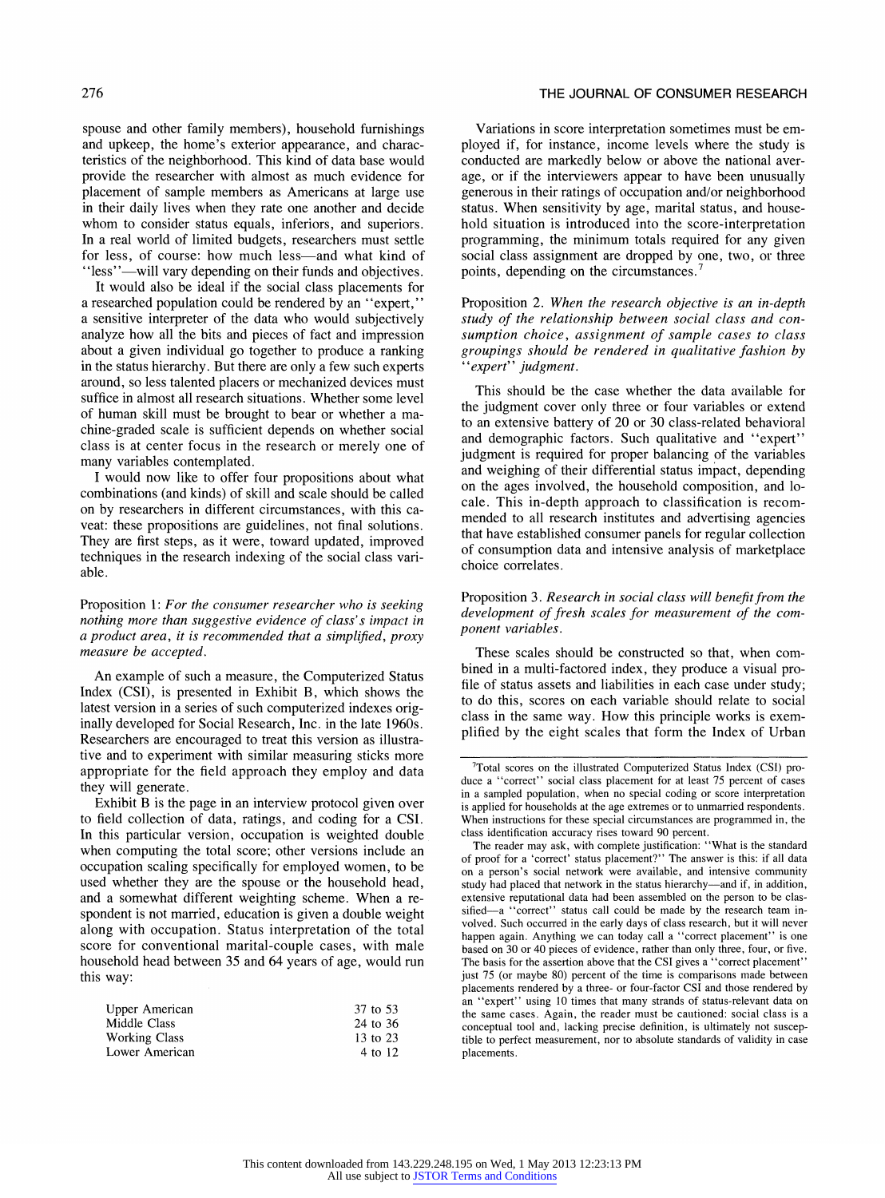spouse and other family members), household furnishings and upkeep, the home's exterior appearance, and characteristics of the neighborhood. This kind of data base would provide the researcher with almost as much evidence for placement of sample members as Americans at large use in their daily lives when they rate one another and decide whom to consider status equals, inferiors, and superiors. In a real world of limited budgets, researchers must settle for less, of course: how much less—and what kind of "less"—will vary depending on their funds and objectives.

It would also be ideal if the social class placements for a researched population could be rendered by an "expert," a sensitive interpreter of the data who would subjectively analyze how all the bits and pieces of fact and impression about a given individual go together to produce a ranking in the status hierarchy. But there are only a few such experts around, so less talented placers or mechanized devices must suffice in almost all research situations. Whether some level of human skill must be brought to bear or whether a machine-graded scale is sufficient depends on whether social class is at center focus in the research or merely one of many variables contemplated.

I would now like to offer four propositions about what combinations (and kinds) of skill and scale should be called on by researchers in different circumstances, with this caveat: these propositions are guidelines, not final solutions. They are first steps, as it were, toward updated, improved techniques in the research indexing of the social class variable.

Proposition 1: *For the consumer researcher who is seeking nothing more than suggestive evidence of class's impact in a product area, it is recommended that a simplified, proxy measure be accepted.*

An example of such a measure, the Computerized Status Index (CSI), is presented in Exhibit B, which shows the latest version in a series of such computerized indexes originally developed for Social Research, Inc. in the late 1960s. Researchers are encouraged to treat this version as illustrative and to experiment with similar measuring sticks more appropriate for the field approach they employ and data they will generate.

Exhibit B is the page in an interview protocol given over to field collection of data, ratings, and coding for a CSI. In this particular version, occupation is weighted double when computing the total score; other versions include an occupation scaling specifically for employed women, to be used whether they are the spouse or the household head, and a somewhat different weighting scheme. When a respondent is not married, education is given a double weight along with occupation. Status interpretation of the total score for conventional marital-couple cases, with male household head between 35 and 64 years of age, would run this way:

| | |
|---|---|
| Upper American | 37 to 53 |
| Middle Class | 24 to 36 |
| Working Class | 13 to 23 |
| Lower American | 4 to 12 |

Variations in score interpretation sometimes must be employed if, for instance, income levels where the study is conducted are markedly below or above the national average, or if the interviewers appear to have been unusually generous in their ratings of occupation and/or neighborhood status. When sensitivity by age, marital status, and household situation is introduced into the score-interpretation programming, the minimum totals required for any given social class assignment are dropped by one, two, or three points, depending on the circumstances.[7]

Proposition 2. *When the research objective is an in-depth study of the relationship between social class and consumption choice, assignment of sample cases to class groupings should be rendered in qualitative fashion by "expert" judgment.*

This should be the case whether the data available for the judgment cover only three or four variables or extend to an extensive battery of 20 or 30 class-related behavioral and demographic factors. Such qualitative and "expert" judgment is required for proper balancing of the variables and weighing of their differential status impact, depending on the ages involved, the household composition, and locale. This in-depth approach to classification is recommended to all research institutes and advertising agencies that have established consumer panels for regular collection of consumption data and intensive analysis of marketplace choice correlates.

Proposition 3. *Research in social class will benefit from the development of fresh scales for measurement of the component variables.*

These scales should be constructed so that, when combined in a multi-factored index, they produce a visual profile of status assets and liabilities in each case under study; to do this, scores on each variable should relate to social class in the same way. How this principle works is exemplified by the eight scales that form the Index of Urban

---

[7]Total scores on the illustrated Computerized Status Index (CSI) produce a "correct" social class placement for at least 75 percent of cases in a sampled population, when no special coding or score interpretation is applied for households at the age extremes or to unmarried respondents. When instructions for these special circumstances are programmed in, the class identification accuracy rises toward 90 percent.

The reader may ask, with complete justification: "What is the standard of proof for a 'correct' status placement?" The answer is this: if all data on a person's social network were available, and intensive community study had placed that network in the status hierarchy—and if, in addition, extensive reputational data had been assembled on the person to be classified—a "correct" status call could be made by the research team involved. Such occurred in the early days of class research, but it will never happen again. Anything we can today call a "correct placement" is one based on 30 or 40 pieces of evidence, rather than only three, four, or five. The basis for the assertion above that the CSI gives a "correct placement" just 75 (or maybe 80) percent of the time is comparisons made between placements rendered by a three- or four-factor CSI and those rendered by an "expert" using 10 times that many strands of status-relevant data on the same cases. Again, the reader must be cautioned: social class is a conceptual tool and, lacking precise definition, is ultimately not susceptible to perfect measurement, nor to absolute standards of validity in case placements.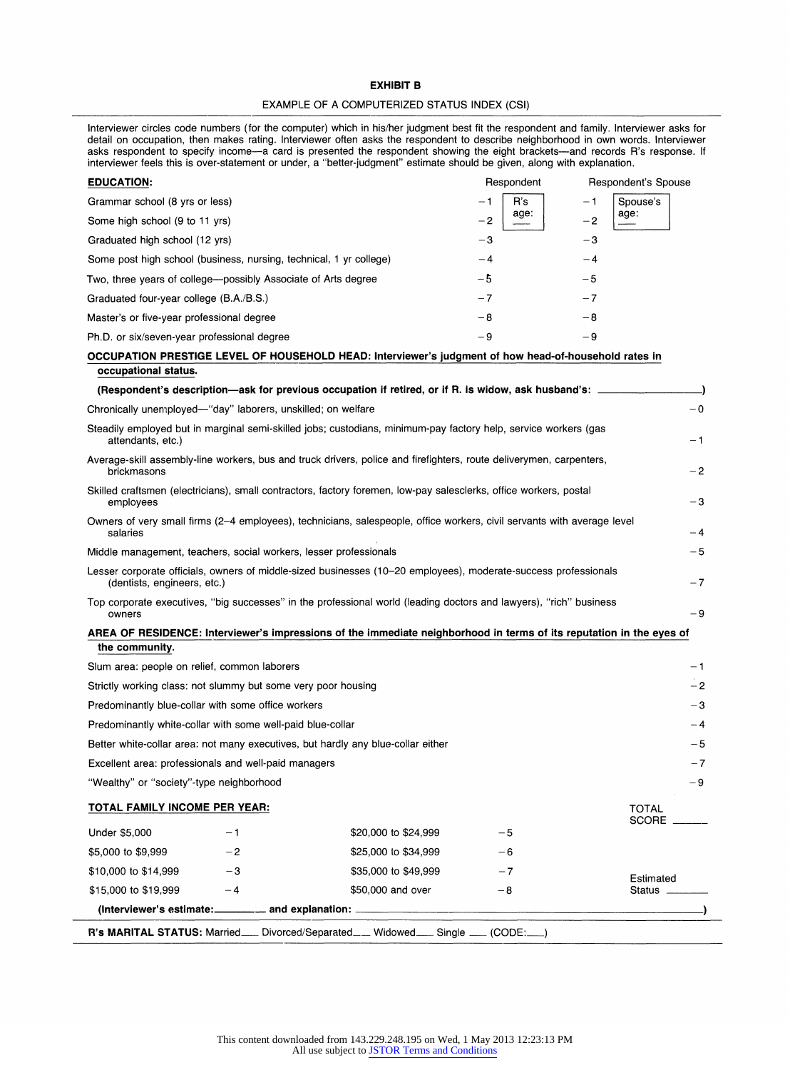**EXHIBIT B**

EXAMPLE OF A COMPUTERIZED STATUS INDEX (CSI)

Interviewer circles code numbers (for the computer) which in his/her judgment best fit the respondent and family. Interviewer asks for detail on occupation, then makes rating. Interviewer often asks the respondent to describe neighborhood in own words. Interviewer asks respondent to specify income—a card is presented the respondent showing the eight brackets—and records R's response. If interviewer feels this is over-statement or under, a "better-judgment" estimate should be given, along with explanation.

| **EDUCATION:** | Respondent | | Respondent's Spouse | |
|---|---|---|---|---|
| Grammar school (8 yrs or less) | −1 | R's age: ___ | −1 | Spouse's age: ___ |
| Some high school (9 to 11 yrs) | −2 | | −2 | |
| Graduated high school (12 yrs) | −3 | | −3 | |
| Some post high school (business, nursing, technical, 1 yr college) | −4 | | −4 | |
| Two, three years of college—possibly Associate of Arts degree | −5 | | −5 | |
| Graduated four-year college (B.A./B.S.) | −7 | | −7 | |
| Master's or five-year professional degree | −8 | | −8 | |
| Ph.D. or six/seven-year professional degree | −9 | | −9 | |

**OCCUPATION PRESTIGE LEVEL OF HOUSEHOLD HEAD: Interviewer's judgment of how head-of-household rates in occupational status.**

**(Respondent's description—ask for previous occupation if retired, or if R. is widow, ask husband's: ____________________)**

| | |
|---|---|
| Chronically unemployed—"day" laborers, unskilled; on welfare | −0 |
| Steadily employed but in marginal semi-skilled jobs; custodians, minimum-pay factory help, service workers (gas attendants, etc.) | −1 |
| Average-skill assembly-line workers, bus and truck drivers, police and firefighters, route deliverymen, carpenters, brickmasons | −2 |
| Skilled craftsmen (electricians), small contractors, factory foremen, low-pay salesclerks, office workers, postal employees | −3 |
| Owners of very small firms (2–4 employees), technicians, salespeople, office workers, civil servants with average level salaries | −4 |
| Middle management, teachers, social workers, lesser professionals | −5 |
| Lesser corporate officials, owners of middle-sized businesses (10–20 employees), moderate-success professionals (dentists, engineers, etc.) | −7 |
| Top corporate executives, "big successes" in the professional world (leading doctors and lawyers), "rich" business owners | −9 |

**AREA OF RESIDENCE: Interviewer's impressions of the immediate neighborhood in terms of its reputation in the eyes of the community.**

| | |
|---|---|
| Slum area: people on relief, common laborers | −1 |
| Strictly working class: not slummy but some very poor housing | −2 |
| Predominantly blue-collar with some office workers | −3 |
| Predominantly white-collar with some well-paid blue-collar | −4 |
| Better white-collar area: not many executives, but hardly any blue-collar either | −5 |
| Excellent area: professionals and well-paid managers | −7 |
| "Wealthy" or "society"-type neighborhood | −9 |

**TOTAL FAMILY INCOME PER YEAR:**

| | | | |
|---|---|---|---|
| Under $5,000 | −1 | $20,000 to $24,999 | −5 |
| $5,000 to $9,999 | −2 | $25,000 to $34,999 | −6 |
| $10,000 to $14,999 | −3 | $35,000 to $49,999 | −7 |
| $15,000 to $19,999 | −4 | $50,000 and over | −8 |

TOTAL SCORE ______

Estimated Status ______

**(Interviewer's estimate:________ and explanation: ____________________)**

**R's MARITAL STATUS:** Married___ Divorced/Separated___ Widowed___ Single ___ (CODE:___)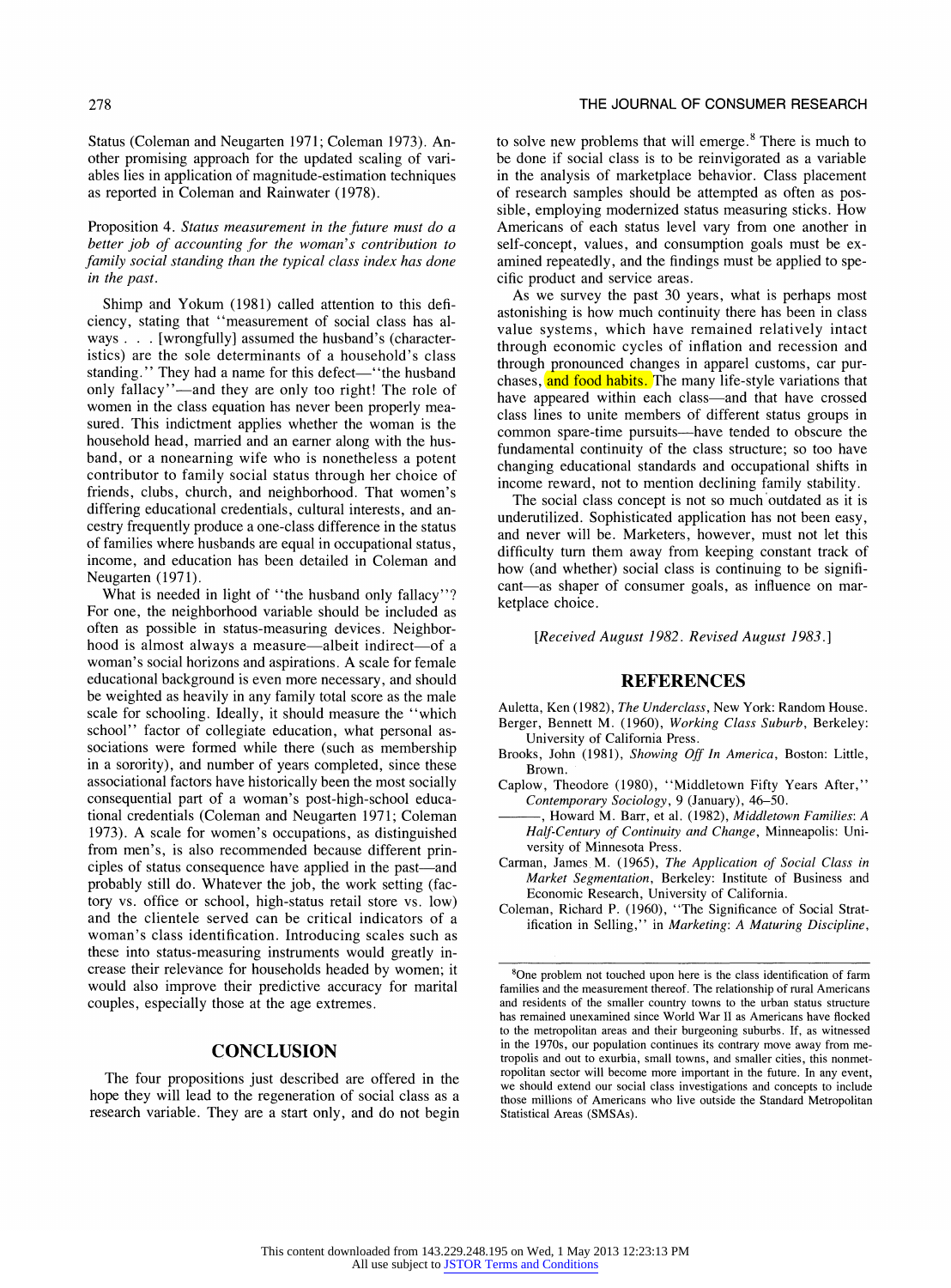Status (Coleman and Neugarten 1971; Coleman 1973). Another promising approach for the updated scaling of variables lies in application of magnitude-estimation techniques as reported in Coleman and Rainwater (1978).

Proposition 4. *Status measurement in the future must do a better job of accounting for the woman's contribution to family social standing than the typical class index has done in the past.*

Shimp and Yokum (1981) called attention to this deficiency, stating that "measurement of social class has always . . . [wrongfully] assumed the husband's (characteristics) are the sole determinants of a household's class standing." They had a name for this defect—"the husband only fallacy"—and they are only too right! The role of women in the class equation has never been properly measured. This indictment applies whether the woman is the household head, married and an earner along with the husband, or a nonearning wife who is nonetheless a potent contributor to family social status through her choice of friends, clubs, church, and neighborhood. That women's differing educational credentials, cultural interests, and ancestry frequently produce a one-class difference in the status of families where husbands are equal in occupational status, income, and education has been detailed in Coleman and Neugarten (1971).

What is needed in light of "the husband only fallacy"? For one, the neighborhood variable should be included as often as possible in status-measuring devices. Neighborhood is almost always a measure—albeit indirect—of a woman's social horizons and aspirations. A scale for female educational background is even more necessary, and should be weighted as heavily in any family total score as the male scale for schooling. Ideally, it should measure the "which school" factor of collegiate education, what personal associations were formed while there (such as membership in a sorority), and number of years completed, since these associational factors have historically been the most socially consequential part of a woman's post-high-school educational credentials (Coleman and Neugarten 1971; Coleman 1973). A scale for women's occupations, as distinguished from men's, is also recommended because different principles of status consequence have applied in the past—and probably still do. Whatever the job, the work setting (factory vs. office or school, high-status retail store vs. low) and the clientele served can be critical indicators of a woman's class identification. Introducing scales such as these into status-measuring instruments would greatly increase their relevance for households headed by women; it would also improve their predictive accuracy for marital couples, especially those at the age extremes.

## CONCLUSION

The four propositions just described are offered in the hope they will lead to the regeneration of social class as a research variable. They are a start only, and do not begin to solve new problems that will emerge.[8] There is much to be done if social class is to be reinvigorated as a variable in the analysis of marketplace behavior. Class placement of research samples should be attempted as often as possible, employing modernized status measuring sticks. How Americans of each status level vary from one another in self-concept, values, and consumption goals must be examined repeatedly, and the findings must be applied to specific product and service areas.

As we survey the past 30 years, what is perhaps most astonishing is how much continuity there has been in class value systems, which have remained relatively intact through economic cycles of inflation and recession and through pronounced changes in apparel customs, car purchases, and food habits. The many life-style variations that have appeared within each class—and that have crossed class lines to unite members of different status groups in common spare-time pursuits—have tended to obscure the fundamental continuity of the class structure; so too have changing educational standards and occupational shifts in income reward, not to mention declining family stability.

The social class concept is not so much outdated as it is underutilized. Sophisticated application has not been easy, and never will be. Marketers, however, must not let this difficulty turn them away from keeping constant track of how (and whether) social class is continuing to be significant—as shaper of consumer goals, as influence on marketplace choice.

*[Received August 1982. Revised August 1983.]*

## REFERENCES

Auletta, Ken (1982), *The Underclass*, New York: Random House.

Berger, Bennett M. (1960), *Working Class Suburb*, Berkeley: University of California Press.

Brooks, John (1981), *Showing Off In America*, Boston: Little, Brown.

Caplow, Theodore (1980), "Middletown Fifty Years After," *Contemporary Sociology*, 9 (January), 46–50.

———, Howard M. Barr, et al. (1982), *Middletown Families: A Half-Century of Continuity and Change*, Minneapolis: University of Minnesota Press.

Carman, James M. (1965), *The Application of Social Class in Market Segmentation*, Berkeley: Institute of Business and Economic Research, University of California.

Coleman, Richard P. (1960), "The Significance of Social Stratification in Selling," in *Marketing: A Maturing Discipline*,

[8] One problem not touched upon here is the class identification of farm families and the measurement thereof. The relationship of rural Americans and residents of the smaller country towns to the urban status structure has remained unexamined since World War II as Americans have flocked to the metropolitan areas and their burgeoning suburbs. If, as witnessed in the 1970s, our population continues its contrary move away from metropolis and out to exurbia, small towns, and smaller cities, this nonmetropolitan sector will become more important in the future. In any event, we should extend our social class investigations and concepts to include those millions of Americans who live outside the Standard Metropolitan Statistical Areas (SMSAs).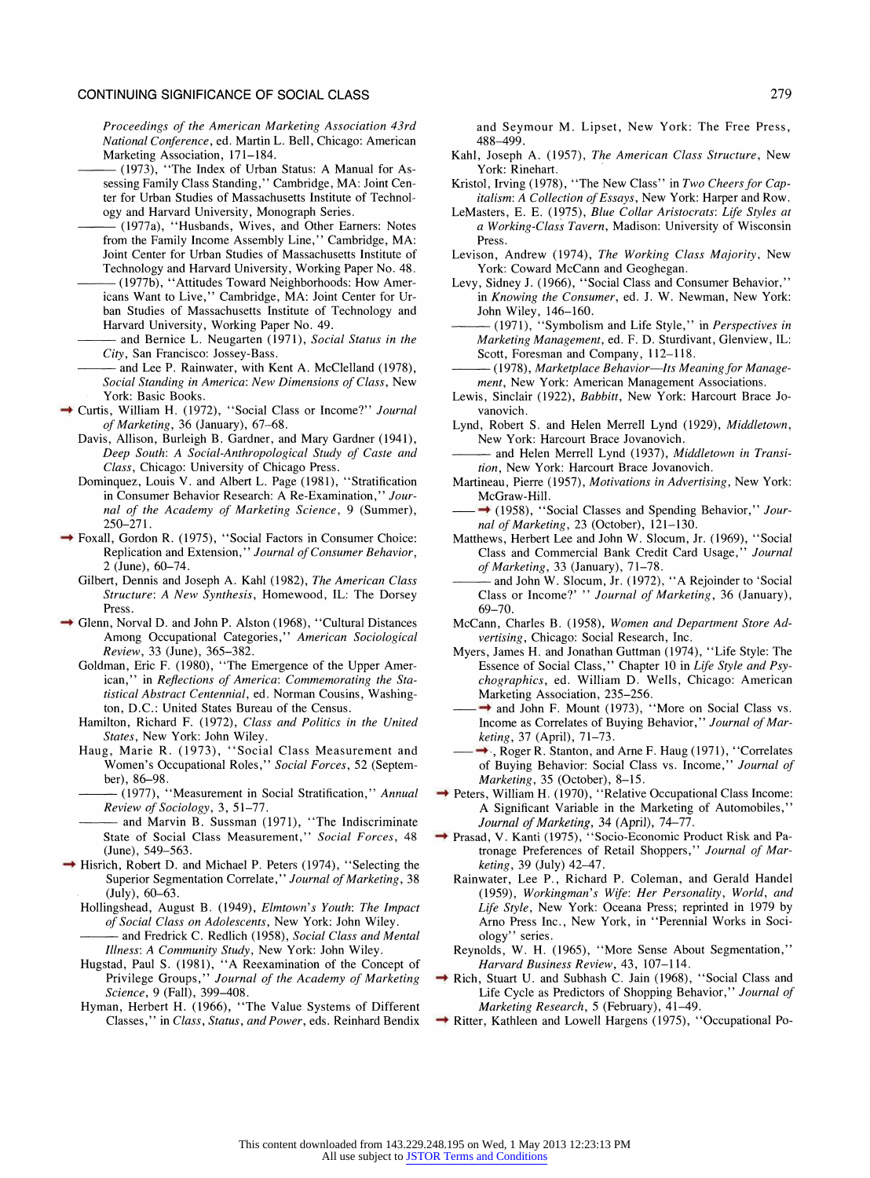*Proceedings of the American Marketing Association 43rd National Conference*, ed. Martin L. Bell, Chicago: American Marketing Association, 171–184.

——— (1973), "The Index of Urban Status: A Manual for Assessing Family Class Standing," Cambridge, MA: Joint Center for Urban Studies of Massachusetts Institute of Technology and Harvard University, Monograph Series.

——— (1977a), "Husbands, Wives, and Other Earners: Notes from the Family Income Assembly Line," Cambridge, MA: Joint Center for Urban Studies of Massachusetts Institute of Technology and Harvard University, Working Paper No. 48.

——— (1977b), "Attitudes Toward Neighborhoods: How Americans Want to Live," Cambridge, MA: Joint Center for Urban Studies of Massachusetts Institute of Technology and Harvard University, Working Paper No. 49.

——— and Bernice L. Neugarten (1971), *Social Status in the City*, San Francisco: Jossey-Bass.

——— and Lee P. Rainwater, with Kent A. McClelland (1978), *Social Standing in America: New Dimensions of Class*, New York: Basic Books.

→ Curtis, William H. (1972), "Social Class or Income?" *Journal of Marketing*, 36 (January), 67–68.

Davis, Allison, Burleigh B. Gardner, and Mary Gardner (1941), *Deep South: A Social-Anthropological Study of Caste and Class*, Chicago: University of Chicago Press.

Dominquez, Louis V. and Albert L. Page (1981), "Stratification in Consumer Behavior Research: A Re-Examination," *Journal of the Academy of Marketing Science*, 9 (Summer), 250–271.

→ Foxall, Gordon R. (1975), "Social Factors in Consumer Choice: Replication and Extension," *Journal of Consumer Behavior*, 2 (June), 60–74.

Gilbert, Dennis and Joseph A. Kahl (1982), *The American Class Structure: A New Synthesis*, Homewood, IL: The Dorsey Press.

→ Glenn, Norval D. and John P. Alston (1968), "Cultural Distances Among Occupational Categories," *American Sociological Review*, 33 (June), 365–382.

Goldman, Eric F. (1980), "The Emergence of the Upper American," in *Reflections of America: Commemorating the Statistical Abstract Centennial*, ed. Norman Cousins, Washington, D.C.: United States Bureau of the Census.

Hamilton, Richard F. (1972), *Class and Politics in the United States*, New York: John Wiley.

Haug, Marie R. (1973), "Social Class Measurement and Women's Occupational Roles," *Social Forces*, 52 (September), 86–98.

——— (1977), "Measurement in Social Stratification," *Annual Review of Sociology*, 3, 51–77.

——— and Marvin B. Sussman (1971), "The Indiscriminate State of Social Class Measurement," *Social Forces*, 48 (June), 549–563.

→ Hisrich, Robert D. and Michael P. Peters (1974), "Selecting the Superior Segmentation Correlate," *Journal of Marketing*, 38 (July), 60–63.

Hollingshead, August B. (1949), *Elmtown's Youth: The Impact of Social Class on Adolescents*, New York: John Wiley.

——— and Fredrick C. Redlich (1958), *Social Class and Mental Illness: A Community Study*, New York: John Wiley.

Hugstad, Paul S. (1981), "A Reexamination of the Concept of Privilege Groups," *Journal of the Academy of Marketing Science*, 9 (Fall), 399–408.

Hyman, Herbert H. (1966), "The Value Systems of Different Classes," in *Class, Status, and Power*, eds. Reinhard Bendix and Seymour M. Lipset, New York: The Free Press, 488–499.

Kahl, Joseph A. (1957), *The American Class Structure*, New York: Rinehart.

Kristol, Irving (1978), "The New Class" in *Two Cheers for Capitalism: A Collection of Essays*, New York: Harper and Row.

LeMasters, E. E. (1975), *Blue Collar Aristocrats: Life Styles at a Working-Class Tavern*, Madison: University of Wisconsin Press.

Levison, Andrew (1974), *The Working Class Majority*, New York: Coward McCann and Geoghegan.

Levy, Sidney J. (1966), "Social Class and Consumer Behavior," in *Knowing the Consumer*, ed. J. W. Newman, New York: John Wiley, 146–160.

——— (1971), "Symbolism and Life Style," in *Perspectives in Marketing Management*, ed. F. D. Sturdivant, Glenview, IL: Scott, Foresman and Company, 112–118.

——— (1978), *Marketplace Behavior—Its Meaning for Management*, New York: American Management Associations.

Lewis, Sinclair (1922), *Babbitt*, New York: Harcourt Brace Jovanovich.

Lynd, Robert S. and Helen Merrell Lynd (1929), *Middletown*, New York: Harcourt Brace Jovanovich.

——— and Helen Merrell Lynd (1937), *Middletown in Transition*, New York: Harcourt Brace Jovanovich.

Martineau, Pierre (1957), *Motivations in Advertising*, New York: McGraw-Hill.

——— → (1958), "Social Classes and Spending Behavior," *Journal of Marketing*, 23 (October), 121–130.

Matthews, Herbert Lee and John W. Slocum, Jr. (1969), "Social Class and Commercial Bank Credit Card Usage," *Journal of Marketing*, 33 (January), 71–78.

——— and John W. Slocum, Jr. (1972), "A Rejoinder to 'Social Class or Income?' " *Journal of Marketing*, 36 (January), 69–70.

McCann, Charles B. (1958), *Women and Department Store Advertising*, Chicago: Social Research, Inc.

Myers, James H. and Jonathan Guttman (1974), "Life Style: The Essence of Social Class," Chapter 10 in *Life Style and Psychographics*, ed. William D. Wells, Chicago: American Marketing Association, 235–256.

——— → and John F. Mount (1973), "More on Social Class vs. Income as Correlates of Buying Behavior," *Journal of Marketing*, 37 (April), 71–73.

——— →, Roger R. Stanton, and Arne F. Haug (1971), "Correlates of Buying Behavior: Social Class vs. Income," *Journal of Marketing*, 35 (October), 8–15.

→ Peters, William H. (1970), "Relative Occupational Class Income: A Significant Variable in the Marketing of Automobiles," *Journal of Marketing*, 34 (April), 74–77.

→ Prasad, V. Kanti (1975), "Socio-Economic Product Risk and Patronage Preferences of Retail Shoppers," *Journal of Marketing*, 39 (July) 42–47.

Rainwater, Lee P., Richard P. Coleman, and Gerald Handel (1959), *Workingman's Wife: Her Personality, World, and Life Style*, New York: Oceana Press; reprinted in 1979 by Arno Press Inc., New York, in "Perennial Works in Sociology" series.

Reynolds, W. H. (1965), "More Sense About Segmentation," *Harvard Business Review*, 43, 107–114.

→ Rich, Stuart U. and Subhash C. Jain (1968), "Social Class and Life Cycle as Predictors of Shopping Behavior," *Journal of Marketing Research*, 5 (February), 41–49.

→ Ritter, Kathleen and Lowell Hargens (1975), "Occupational Po-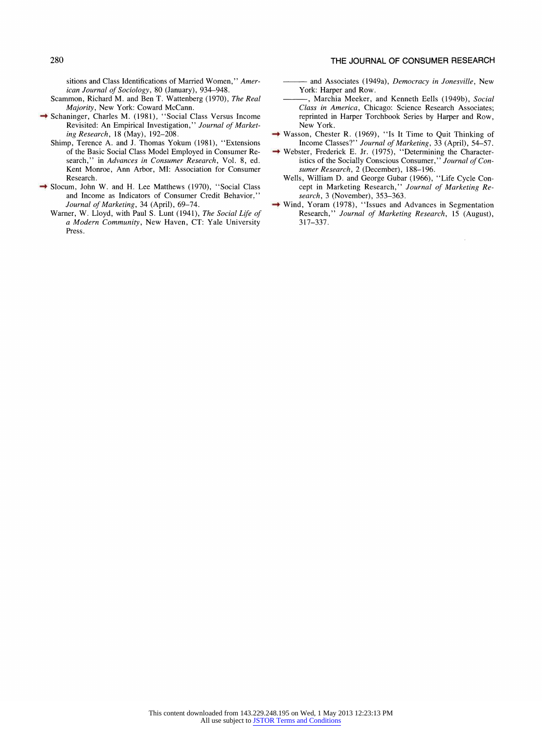sitions and Class Identifications of Married Women," *American Journal of Sociology*, 80 (January), 934–948.

Scammon, Richard M. and Ben T. Wattenberg (1970), *The Real Majority*, New York: Coward McCann.

Schaninger, Charles M. (1981), "Social Class Versus Income Revisited: An Empirical Investigation," *Journal of Marketing Research*, 18 (May), 192–208.

Shimp, Terence A. and J. Thomas Yokum (1981), "Extensions of the Basic Social Class Model Employed in Consumer Research," in *Advances in Consumer Research*, Vol. 8, ed. Kent Monroe, Ann Arbor, MI: Association for Consumer Research.

Slocum, John W. and H. Lee Matthews (1970), "Social Class and Income as Indicators of Consumer Credit Behavior," *Journal of Marketing*, 34 (April), 69–74.

Warner, W. Lloyd, with Paul S. Lunt (1941), *The Social Life of a Modern Community*, New Haven, CT: Yale University Press.

——— and Associates (1949a), *Democracy in Jonesville*, New York: Harper and Row.

———, Marchia Meeker, and Kenneth Eells (1949b), *Social Class in America*, Chicago: Science Research Associates; reprinted in Harper Torchbook Series by Harper and Row, New York.

Wasson, Chester R. (1969), "Is It Time to Quit Thinking of Income Classes?" *Journal of Marketing*, 33 (April), 54–57.

Webster, Frederick E. Jr. (1975), "Determining the Characteristics of the Socially Conscious Consumer," *Journal of Consumer Research*, 2 (December), 188–196.

Wells, William D. and George Gubar (1966), "Life Cycle Concept in Marketing Research," *Journal of Marketing Research*, 3 (November), 353–363.

Wind, Yoram (1978), "Issues and Advances in Segmentation Research," *Journal of Marketing Research*, 15 (August), 317–337.